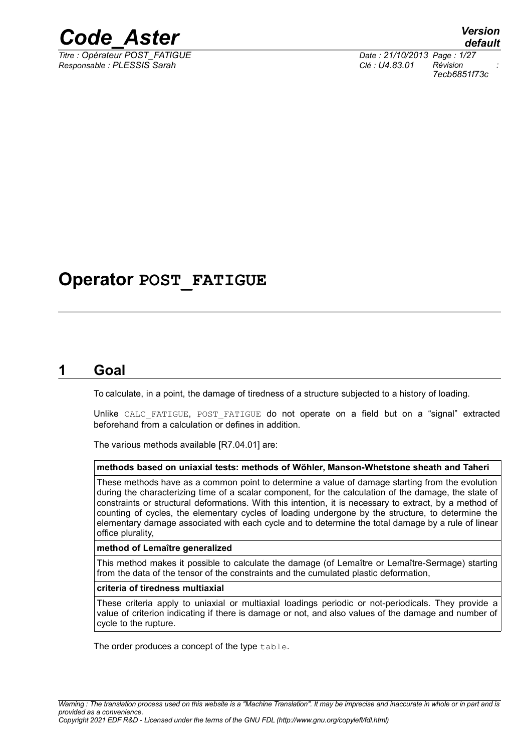# Operator POST_FATIGUE

## 1 Goal

To calculate, in a point, the damage of tiredness of a structure subjected to a history of loading.

Unlike CALC_FATIGUE, POST_FATIGUE do not operate on a field but on a "signal" extracted beforehand from a calculation or defines in addition.

The various methods available [R7.04.01] are:

| **methods based on uniaxial tests: methods of Wöhler, Manson-Whetstone sheath and Taheri** |
|---|
| These methods have as a common point to determine a value of damage starting from the evolution during the characterizing time of a scalar component, for the calculation of the damage, the state of constraints or structural deformations. With this intention, it is necessary to extract, by a method of counting of cycles, the elementary cycles of loading undergone by the structure, to determine the elementary damage associated with each cycle and to determine the total damage by a rule of linear office plurality, |
| **method of Lemaître generalized** |
| This method makes it possible to calculate the damage (of Lemaître or Lemaître-Sermage) starting from the data of the tensor of the constraints and the cumulated plastic deformation, |
| **criteria of tiredness multiaxial** |
| These criteria apply to uniaxial or multiaxial loadings periodic or not-periodicals. They provide a value of criterion indicating if there is damage or not, and also values of the damage and number of cycle to the rupture. |

The order produces a concept of the type table.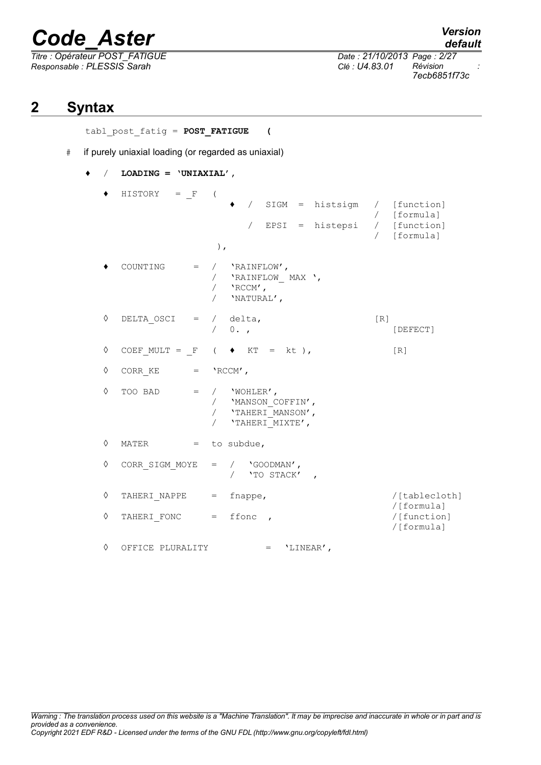## 2 Syntax

```
tabl_post_fatig = POST_FATIGUE    (

#   if purely uniaxial loading (or regarded as uniaxial)

♦   /   LOADING = 'UNIAXIAL',

    ♦   HISTORY    = _F    (
                              ♦   /   SIGM  =  histsigm   /  [function]
                                                          /  [formula]
                                  /   EPSI  =  histepsi   /  [function]
                                                          /  [formula]
                           ),

    ♦   COUNTING      =  /   'RAINFLOW',
                         /   'RAINFLOW_ MAX ',
                         /   'RCCM',
                         /   'NATURAL',

    ◊   DELTA_OSCI    =  /   delta,                        [R]
                         /   0. ,                              [DEFECT]

    ◊   COEF_MULT =  _F   (  ♦  KT  =  kt ),               [R]

    ◊   CORR_KE       =  'RCCM',

    ◊   TOO BAD       =  /   'WOHLER',
                         /   'MANSON_COFFIN',
                         /   'TAHERI_MANSON',
                         /   'TAHERI_MIXTE',

    ◊   MATER         =  to subdue,

    ◊   CORR_SIGM_MOYE   =  /   'GOODMAN',
                            /   'TO STACK'   ,

    ◊   TAHERI_NAPPE     =  fnappe,                        /[tablecloth]
                                                           /[formula]
    ◊   TAHERI_FONC      =  ffonc  ,                       /[function]
                                                           /[formula]

    ◊   OFFICE PLURALITY          =   'LINEAR',
```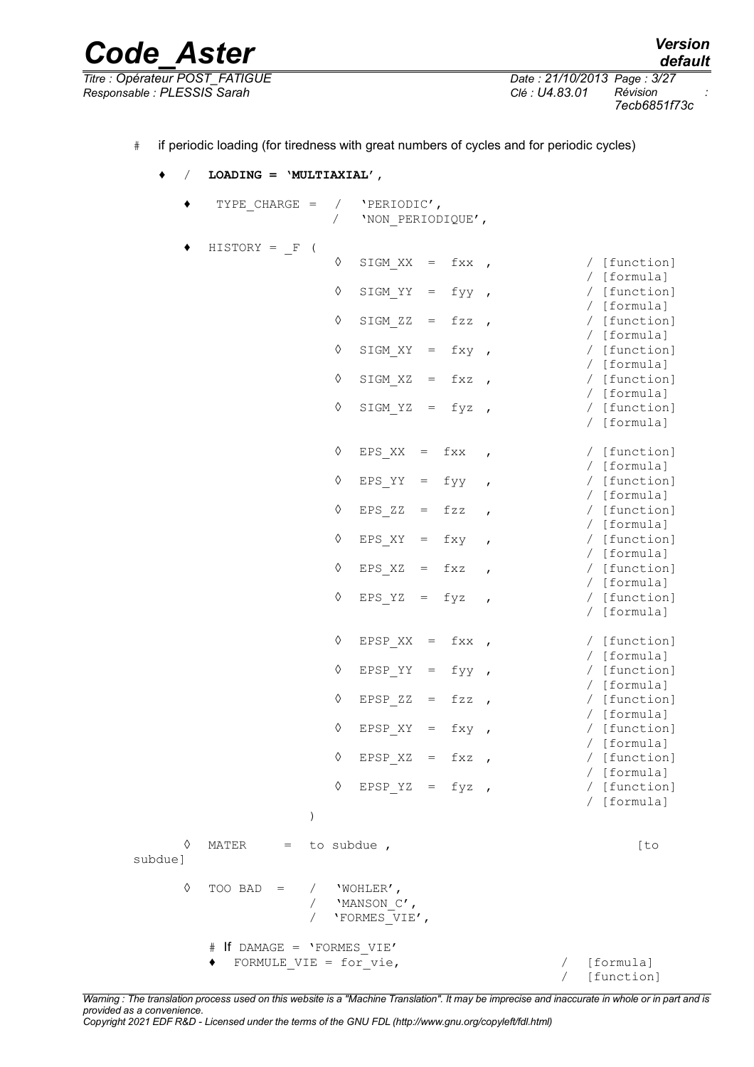# if periodic loading (for tiredness with great numbers of cycles and for periodic cycles)

```
♦  /  LOADING = 'MULTIAXIAL',

    ♦   TYPE_CHARGE =  /  'PERIODIC',
                       /  'NON_PERIODIQUE',

    ♦   HISTORY = _F (
                      ◊   SIGM_XX  =  fxx  ,          / [function]
                                                      / [formula]
                      ◊   SIGM_YY  =  fyy  ,          / [function]
                                                      / [formula]
                      ◊   SIGM_ZZ  =  fzz  ,          / [function]
                                                      / [formula]
                      ◊   SIGM_XY  =  fxy  ,          / [function]
                                                      / [formula]
                      ◊   SIGM_XZ  =  fxz  ,          / [function]
                                                      / [formula]
                      ◊   SIGM_YZ  =  fyz  ,          / [function]
                                                      / [formula]

                      ◊   EPS_XX  =  fxx   ,          / [function]
                                                      / [formula]
                      ◊   EPS_YY  =  fyy   ,          / [function]
                                                      / [formula]
                      ◊   EPS_ZZ  =  fzz   ,          / [function]
                                                      / [formula]
                      ◊   EPS_XY  =  fxy   ,          / [function]
                                                      / [formula]
                      ◊   EPS_XZ  =  fxz   ,          / [function]
                                                      / [formula]
                      ◊   EPS_YZ  =  fyz   ,          / [function]
                                                      / [formula]

                      ◊   EPSP_XX  =  fxx  ,          / [function]
                                                      / [formula]
                      ◊   EPSP_YY  =  fyy  ,          / [function]
                                                      / [formula]
                      ◊   EPSP_ZZ  =  fzz  ,          / [function]
                                                      / [formula]
                      ◊   EPSP_XY  =  fxy  ,          / [function]
                                                      / [formula]
                      ◊   EPSP_XZ  =  fxz  ,          / [function]
                                                      / [formula]
                      ◊   EPSP_YZ  =  fyz  ,          / [function]
                                                      / [formula]
                  )

    ◊   MATER     =  to subdue ,                       [to subdue]

    ◊   TOO BAD  =   /  'WOHLER',
                     /  'MANSON_C',
                     /  'FORMES_VIE',

        # If DAMAGE = 'FORMES_VIE'
        ♦   FORMULE_VIE = for_vie,              /  [formula]
                                                /  [function]
```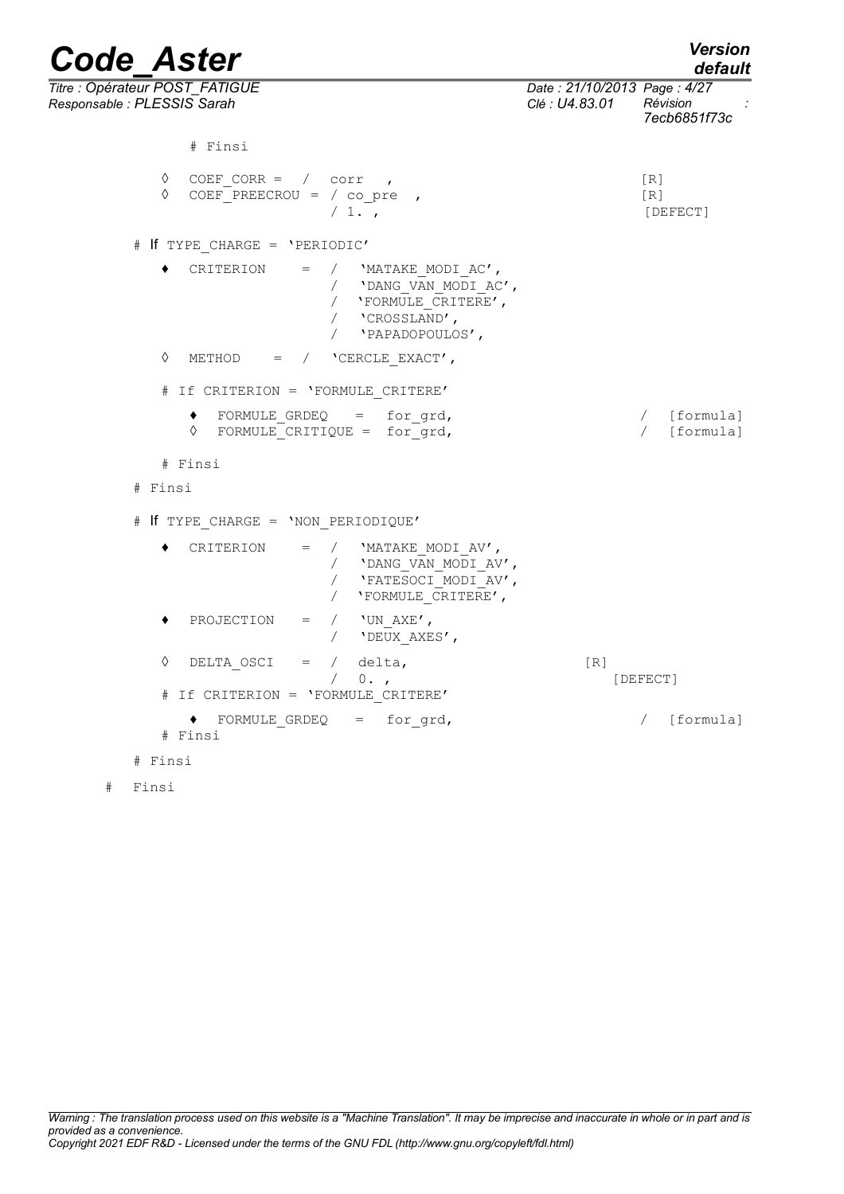```
        # Finsi

    ◊  COEF_CORR =  /  corr  ,                                    [R]
    ◊  COEF_PREECROU = / co_pre  ,                                [R]
                       / 1. ,                                     [DEFECT]

  # If TYPE_CHARGE = 'PERIODIC'

    ♦  CRITERION    =  /   'MATAKE_MODI_AC',
                       /   'DANG_VAN_MODI_AC',
                       /   'FORMULE_CRITERE',
                       /   'CROSSLAND',
                       /   'PAPADOPOULOS',

    ◊  METHOD    =  /  'CERCLE_EXACT',

    # If CRITERION = 'FORMULE_CRITERE'

       ♦  FORMULE_GRDEQ    =   for_grd,                       /  [formula]
       ◊  FORMULE_CRITIQUE =  for_grd,                        /  [formula]

    # Finsi

  # Finsi

  # If TYPE_CHARGE = 'NON_PERIODIQUE'

    ♦  CRITERION    =  /   'MATAKE_MODI_AV',
                       /   'DANG_VAN_MODI_AV',
                       /   'FATESOCI_MODI_AV',
                       /   'FORMULE_CRITERE',

    ♦  PROJECTION   =  /   'UN_AXE',
                       /   'DEUX_AXES',

    ◊  DELTA_OSCI   =  /  delta,                     [R]
                       /  0. ,                          [DEFECT]
    # If CRITERION = 'FORMULE_CRITERE'

       ♦  FORMULE_GRDEQ    =   for_grd,                       /  [formula]
    # Finsi

  # Finsi

#   Finsi
```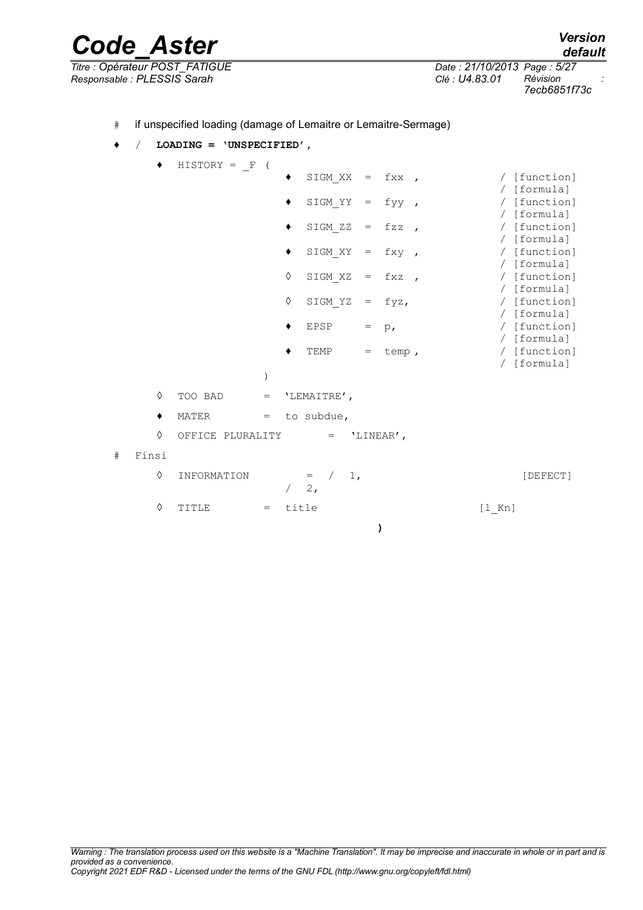```
#    if unspecified loading (damage of Lemaitre or Lemaitre-Sermage)

♦    /   LOADING = 'UNSPECIFIED',

         ♦   HISTORY = _F (
                             ♦   SIGM_XX  =  fxx ,            / [function]
                                                               / [formula]
                             ♦   SIGM_YY  =  fyy ,            / [function]
                                                               / [formula]
                             ♦   SIGM_ZZ  =  fzz ,            / [function]
                                                               / [formula]
                             ♦   SIGM_XY  =  fxy ,            / [function]
                                                               / [formula]
                             ◊   SIGM_XZ  =  fxz ,            / [function]
                                                               / [formula]
                             ◊   SIGM_YZ  =  fyz,             / [function]
                                                               / [formula]
                             ♦   EPSP     =  p,               / [function]
                                                               / [formula]
                             ♦   TEMP     =  temp ,           / [function]
                                                               / [formula]
                         )
         ◊   TOO BAD      =  'LEMAITRE',

         ♦   MATER        =  to subdue,

         ◊   OFFICE PLURALITY       =   'LINEAR',

#    Finsi

         ◊   INFORMATION        =  /  1,                          [DEFECT]
                                /  2,

         ◊   TITLE        =  title                          [l_Kn]

                                        )
```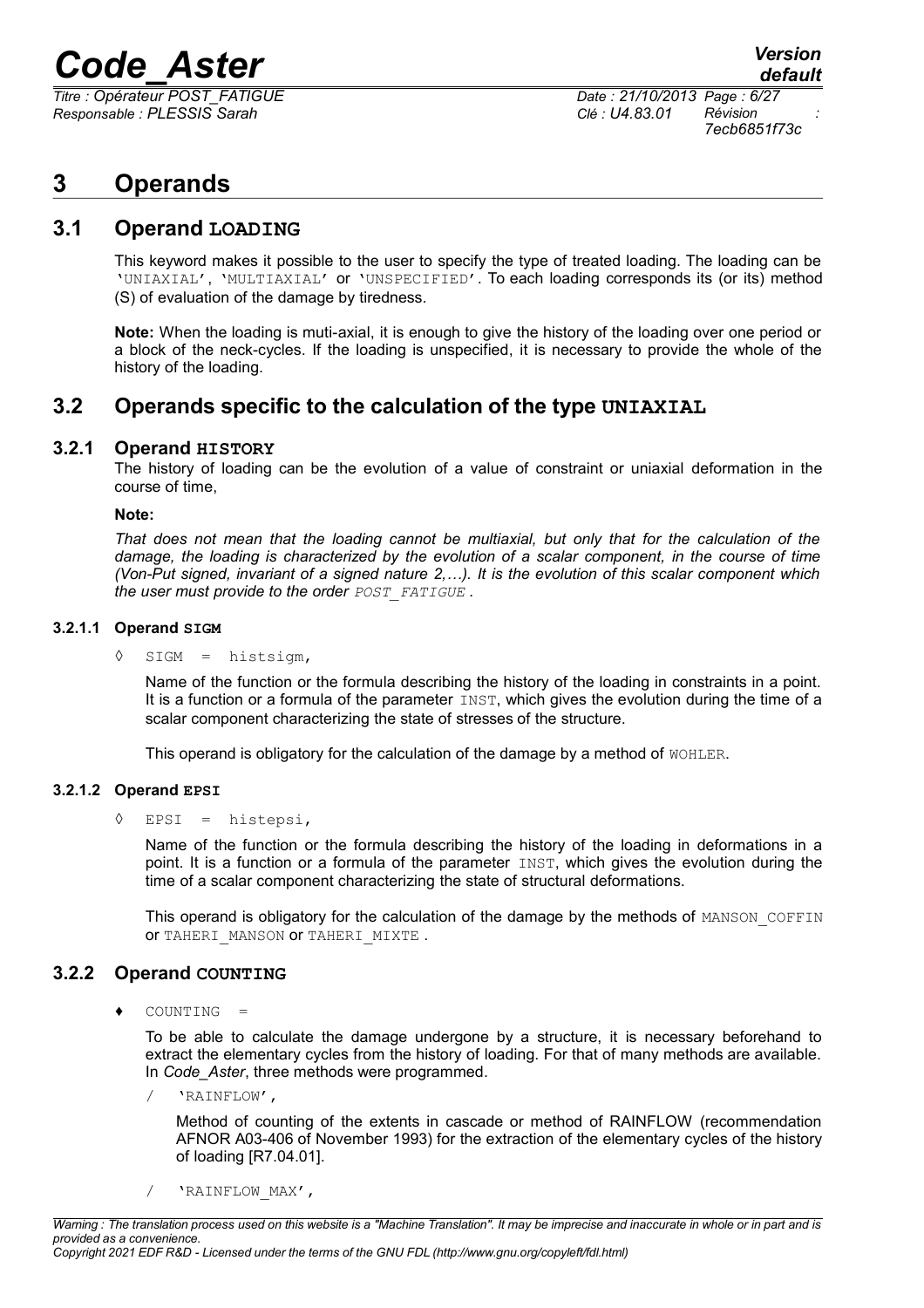# 3 Operands

## 3.1 Operand LOADING

This keyword makes it possible to the user to specify the type of treated loading. The loading can be 'UNIAXIAL', 'MULTIAXIAL' or 'UNSPECIFIED'. To each loading corresponds its (or its) method (S) of evaluation of the damage by tiredness.

**Note:** When the loading is muti-axial, it is enough to give the history of the loading over one period or a block of the neck-cycles. If the loading is unspecified, it is necessary to provide the whole of the history of the loading.

## 3.2 Operands specific to the calculation of the type UNIAXIAL

### 3.2.1 Operand HISTORY

The history of loading can be the evolution of a value of constraint or uniaxial deformation in the course of time,

**Note:**

*That does not mean that the loading cannot be multiaxial, but only that for the calculation of the damage, the loading is characterized by the evolution of a scalar component, in the course of time (Von-Put signed, invariant of a signed nature 2,…). It is the evolution of this scalar component which the user must provide to the order POST_FATIGUE .*

#### 3.2.1.1 Operand SIGM

◊ SIGM = histsigm,

Name of the function or the formula describing the history of the loading in constraints in a point. It is a function or a formula of the parameter INST, which gives the evolution during the time of a scalar component characterizing the state of stresses of the structure.

This operand is obligatory for the calculation of the damage by a method of WOHLER.

#### 3.2.1.2 Operand EPSI

◊ EPSI = histepsi,

Name of the function or the formula describing the history of the loading in deformations in a point. It is a function or a formula of the parameter INST, which gives the evolution during the time of a scalar component characterizing the state of structural deformations.

This operand is obligatory for the calculation of the damage by the methods of MANSON_COFFIN or TAHERI_MANSON or TAHERI_MIXTE .

### 3.2.2 Operand COUNTING

♦ COUNTING =

To be able to calculate the damage undergone by a structure, it is necessary beforehand to extract the elementary cycles from the history of loading. For that of many methods are available. In *Code_Aster*, three methods were programmed.

/ 'RAINFLOW',

Method of counting of the extents in cascade or method of RAINFLOW (recommendation AFNOR A03-406 of November 1993) for the extraction of the elementary cycles of the history of loading [R7.04.01].

/ 'RAINFLOW_MAX',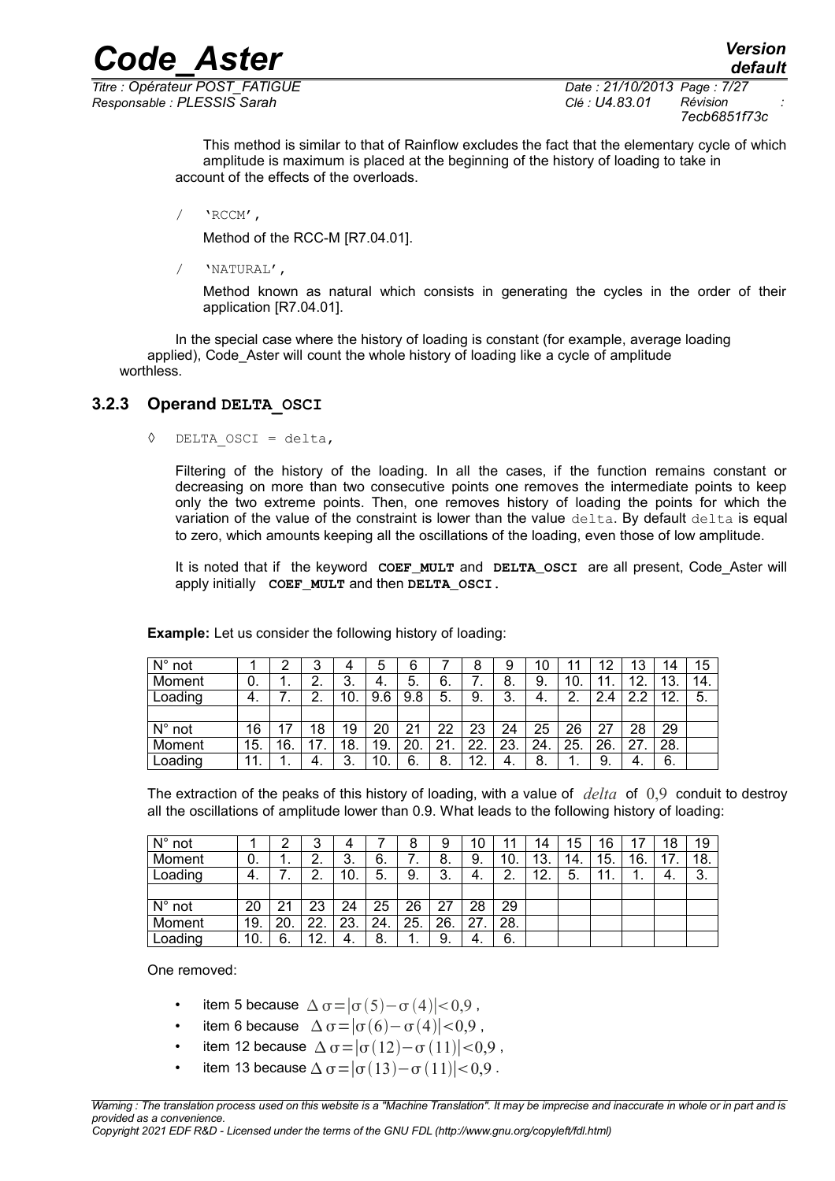This method is similar to that of Rainflow excludes the fact that the elementary cycle of which amplitude is maximum is placed at the beginning of the history of loading to take in account of the effects of the overloads.

/ 'RCCM',

Method of the RCC-M [R7.04.01].

/ 'NATURAL',

Method known as natural which consists in generating the cycles in the order of their application [R7.04.01].

In the special case where the history of loading is constant (for example, average loading applied), Code_Aster will count the whole history of loading like a cycle of amplitude worthless.

### 3.2.3 Operand DELTA_OSCI

◊ DELTA_OSCI = delta,

Filtering of the history of the loading. In all the cases, if the function remains constant or decreasing on more than two consecutive points one removes the intermediate points to keep only the two extreme points. Then, one removes history of loading the points for which the variation of the value of the constraint is lower than the value delta. By default delta is equal to zero, which amounts keeping all the oscillations of the loading, even those of low amplitude.

It is noted that if the keyword **COEF_MULT** and **DELTA_OSCI** are all present, Code_Aster will apply initially **COEF_MULT** and then **DELTA_OSCI.**

**Example:** Let us consider the following history of loading:

| N° not | 1 | 2 | 3 | 4 | 5 | 6 | 7 | 8 | 9 | 10 | 11 | 12 | 13 | 14 | 15 |
|---|---|---|---|---|---|---|---|---|---|---|---|---|---|---|---|
| Moment | 0. | 1. | 2. | 3. | 4. | 5. | 6. | 7. | 8. | 9. | 10. | 11. | 12. | 13. | 14. |
| Loading | 4. | 7. | 2. | 10. | 9.6 | 9.8 | 5. | 9. | 3. | 4. | 2. | 2.4 | 2.2 | 12. | 5. |
| | | | | | | | | | | | | | | | |
| N° not | 16 | 17 | 18 | 19 | 20 | 21 | 22 | 23 | 24 | 25 | 26 | 27 | 28 | 29 | |
| Moment | 15. | 16. | 17. | 18. | 19. | 20. | 21. | 22. | 23. | 24. | 25. | 26. | 27. | 28. | |
| Loading | 11. | 1. | 4. | 3. | 10. | 6. | 8. | 12. | 4. | 8. | 1. | 9. | 4. | 6. | |

The extraction of the peaks of this history of loading, with a value of $delta$ of $0{,}9$ conduit to destroy all the oscillations of amplitude lower than 0.9. What leads to the following history of loading:

| N° not | 1 | 2 | 3 | 4 | 7 | 8 | 9 | 10 | 11 | 14 | 15 | 16 | 17 | 18 | 19 |
|---|---|---|---|---|---|---|---|---|---|---|---|---|---|---|---|
| Moment | 0. | 1. | 2. | 3. | 6. | 7. | 8. | 9. | 10. | 13. | 14. | 15. | 16. | 17. | 18. |
| Loading | 4. | 7. | 2. | 10. | 5. | 9. | 3. | 4. | 2. | 12. | 5. | 11. | 1. | 4. | 3. |
| | | | | | | | | | | | | | | | |
| N° not | 20 | 21 | 23 | 24 | 25 | 26 | 27 | 28 | 29 | | | | | | |
| Moment | 19. | 20. | 22. | 23. | 24. | 25. | 26. | 27. | 28. | | | | | | |
| Loading | 10. | 6. | 12. | 4. | 8. | 1. | 9. | 4. | 6. | | | | | | |

One removed:

- item 5 because $\Delta\sigma = |\sigma(5) - \sigma(4)| < 0{,}9$ ,
- item 6 because $\Delta\sigma = |\sigma(6) - \sigma(4)| < 0{,}9$ ,
- item 12 because $\Delta\sigma = |\sigma(12) - \sigma(11)| < 0{,}9$ ,
- item 13 because $\Delta\sigma = |\sigma(13) - \sigma(11)| < 0{,}9$ .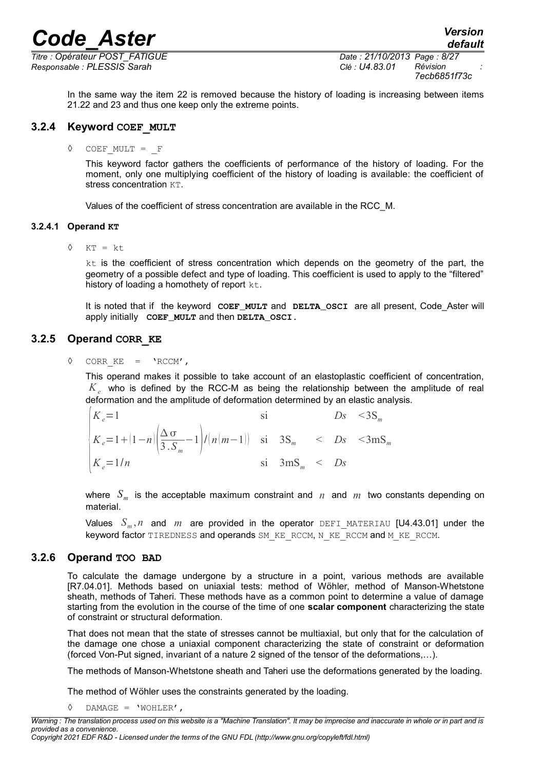In the same way the item 22 is removed because the history of loading is increasing between items 21.22 and 23 and thus one keep only the extreme points.

### 3.2.4 Keyword **COEF_MULT**

◊ COEF_MULT = _F

This keyword factor gathers the coefficients of performance of the history of loading. For the moment, only one multiplying coefficient of the history of loading is available: the coefficient of stress concentration KT.

Values of the coefficient of stress concentration are available in the RCC_M.

#### 3.2.4.1 Operand **KT**

◊ KT = kt

kt is the coefficient of stress concentration which depends on the geometry of the part, the geometry of a possible defect and type of loading. This coefficient is used to apply to the "filtered" history of loading a homothety of report kt.

It is noted that if the keyword **COEF_MULT** and **DELTA_OSCI** are all present, Code_Aster will apply initially **COEF_MULT** and then **DELTA_OSCI.**

### 3.2.5 Operand **CORR_KE**

◊ CORR_KE = 'RCCM',

This operand makes it possible to take account of an elastoplastic coefficient of concentration, $K_e$ who is defined by the RCC-M as being the relationship between the amplitude of real deformation and the amplitude of deformation determined by an elastic analysis.

$$
\begin{cases}
K_e=1 & \text{si} \quad Ds < 3S_m \\
K_e=1+(1-n)\left(\dfrac{\Delta\sigma}{3.S_m}-1\right)/(n(m-1)) & \text{si} \quad 3S_m < Ds < 3mS_m \\
K_e=1/n & \text{si} \quad 3mS_m < Ds
\end{cases}
$$

where $S_m$ is the acceptable maximum constraint and $n$ and $m$ two constants depending on material.

Values $S_m, n$ and $m$ are provided in the operator DEFI_MATERIAU [U4.43.01] under the keyword factor TIREDNESS and operands SM_KE_RCCM, N_KE_RCCM and M_KE_RCCM.

### 3.2.6 Operand **TOO BAD**

To calculate the damage undergone by a structure in a point, various methods are available [R7.04.01]. Methods based on uniaxial tests: method of Wöhler, method of Manson-Whetstone sheath, methods of Taheri. These methods have as a common point to determine a value of damage starting from the evolution in the course of the time of one **scalar component** characterizing the state of constraint or structural deformation.

That does not mean that the state of stresses cannot be multiaxial, but only that for the calculation of the damage one chose a uniaxial component characterizing the state of constraint or deformation (forced Von-Put signed, invariant of a nature 2 signed of the tensor of the deformations,…).

The methods of Manson-Whetstone sheath and Taheri use the deformations generated by the loading.

The method of Wöhler uses the constraints generated by the loading.

◊ DAMAGE = 'WOHLER',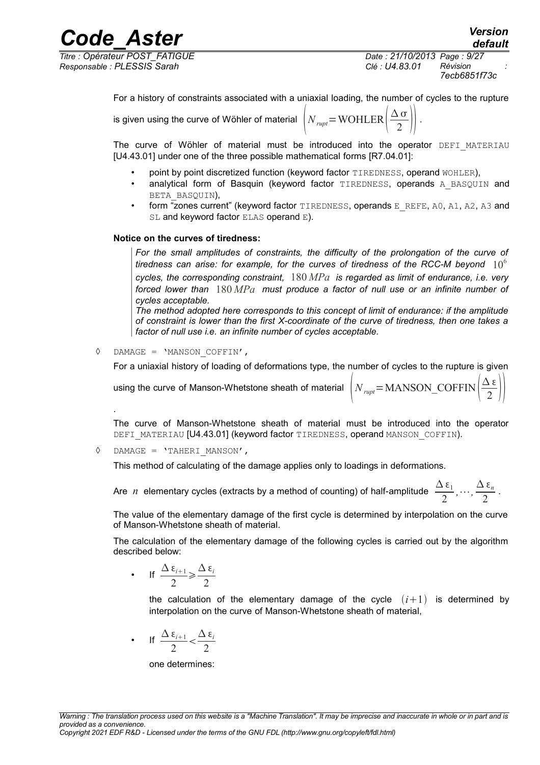For a history of constraints associated with a uniaxial loading, the number of cycles to the rupture is given using the curve of Wöhler of material $\left(N_{rupt}=\text{WOHLER}\left(\frac{\Delta\sigma}{2}\right)\right)$.

The curve of Wöhler of material must be introduced into the operator DEFI_MATERIAU [U4.43.01] under one of the three possible mathematical forms [R7.04.01]:

- point by point discretized function (keyword factor TIREDNESS, operand WOHLER),
- analytical form of Basquin (keyword factor TIREDNESS, operands A_BASQUIN and BETA_BASQUIN),
- form "zones current" (keyword factor TIREDNESS, operands E_REFE, A0, A1, A2, A3 and SL and keyword factor ELAS operand E).

**Notice on the curves of tiredness:**

> *For the small amplitudes of constraints, the difficulty of the prolongation of the curve of tiredness can arise: for example, for the curves of tiredness of the RCC-M beyond $10^6$ cycles, the corresponding constraint, $180\,MPa$ is regarded as limit of endurance, i.e. very forced lower than $180\,MPa$ must produce a factor of null use or an infinite number of cycles acceptable.*
>
> *The method adopted here corresponds to this concept of limit of endurance: if the amplitude of constraint is lower than the first X-coordinate of the curve of tiredness, then one takes a factor of null use i.e. an infinite number of cycles acceptable.*

◊ DAMAGE = 'MANSON_COFFIN',

For a uniaxial history of loading of deformations type, the number of cycles to the rupture is given using the curve of Manson-Whetstone sheath of material $\left(N_{rupt}=\text{MANSON\_COFFIN}\left(\frac{\Delta\varepsilon}{2}\right)\right)$

.

The curve of Manson-Whetstone sheath of material must be introduced into the operator DEFI_MATERIAU [U4.43.01] (keyword factor TIREDNESS, operand MANSON_COFFIN).

◊ DAMAGE = 'TAHERI_MANSON',

This method of calculating of the damage applies only to loadings in deformations.

Are $n$ elementary cycles (extracts by a method of counting) of half-amplitude $\frac{\Delta\varepsilon_1}{2},\ldots,\frac{\Delta\varepsilon_n}{2}$.

The value of the elementary damage of the first cycle is determined by interpolation on the curve of Manson-Whetstone sheath of material.

The calculation of the elementary damage of the following cycles is carried out by the algorithm described below:

- If $\frac{\Delta\varepsilon_{i+1}}{2}\geqslant\frac{\Delta\varepsilon_i}{2}$

  the calculation of the elementary damage of the cycle $(i+1)$ is determined by interpolation on the curve of Manson-Whetstone sheath of material,

- If $\frac{\Delta\varepsilon_{i+1}}{2}<\frac{\Delta\varepsilon_i}{2}$

  one determines: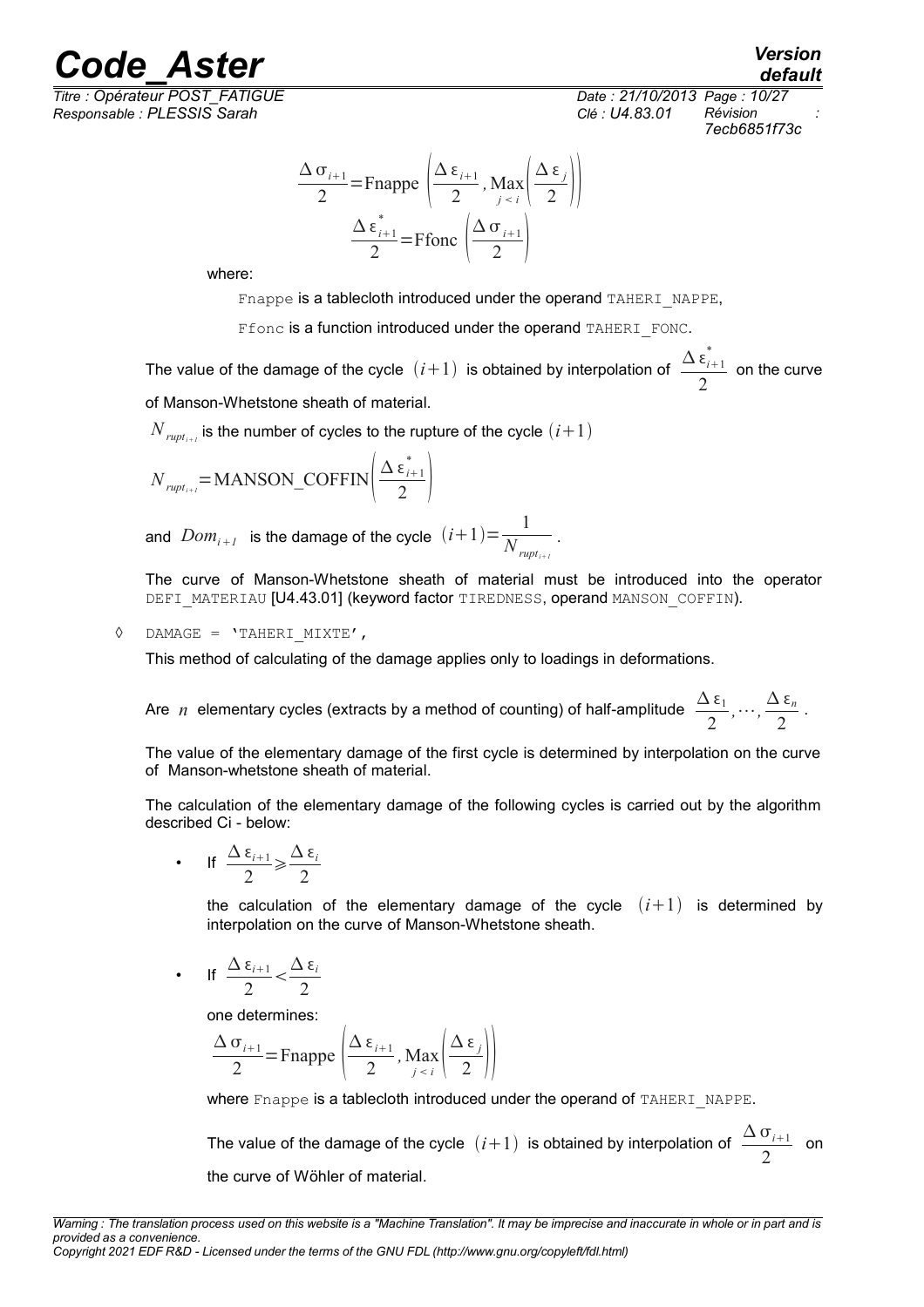$$\frac{\Delta \sigma_{i+1}}{2} = \text{Fnappe}\left(\frac{\Delta \varepsilon_{i+1}}{2}, \operatorname*{Max}_{j<i}\left(\frac{\Delta \varepsilon_j}{2}\right)\right)$$

$$\frac{\Delta \varepsilon^*_{i+1}}{2} = \text{Ffonc}\left(\frac{\Delta \sigma_{i+1}}{2}\right)$$

where:

Fnappe is a tablecloth introduced under the operand TAHERI_NAPPE,

Ffonc is a function introduced under the operand TAHERI_FONC.

The value of the damage of the cycle $(i+1)$ is obtained by interpolation of $\frac{\Delta \varepsilon^*_{i+1}}{2}$ on the curve of Manson-Whetstone sheath of material.

$N_{rupt_{i+1}}$ is the number of cycles to the rupture of the cycle $(i+1)$

$$N_{rupt_{i+1}} = \text{MANSON\_COFFIN}\left(\frac{\Delta \varepsilon^*_{i+1}}{2}\right)$$

and $Dom_{i+1}$ is the damage of the cycle $(i+1) = \frac{1}{N_{rupt_{i+1}}}$.

The curve of Manson-Whetstone sheath of material must be introduced into the operator DEFI_MATERIAU [U4.43.01] (keyword factor TIREDNESS, operand MANSON_COFFIN).

◊ DAMAGE = 'TAHERI_MIXTE',

This method of calculating of the damage applies only to loadings in deformations.

Are $n$ elementary cycles (extracts by a method of counting) of half-amplitude $\frac{\Delta \varepsilon_1}{2}, \cdots, \frac{\Delta \varepsilon_n}{2}$.

The value of the elementary damage of the first cycle is determined by interpolation on the curve of Manson-whetstone sheath of material.

The calculation of the elementary damage of the following cycles is carried out by the algorithm described Ci - below:

- If $\frac{\Delta \varepsilon_{i+1}}{2} \geqslant \frac{\Delta \varepsilon_i}{2}$

  the calculation of the elementary damage of the cycle $(i+1)$ is determined by interpolation on the curve of Manson-Whetstone sheath.

- If $\frac{\Delta \varepsilon_{i+1}}{2} < \frac{\Delta \varepsilon_i}{2}$

  one determines:

  $$\frac{\Delta \sigma_{i+1}}{2} = \text{Fnappe}\left(\frac{\Delta \varepsilon_{i+1}}{2}, \operatorname*{Max}_{j<i}\left(\frac{\Delta \varepsilon_j}{2}\right)\right)$$

  where Fnappe is a tablecloth introduced under the operand of TAHERI_NAPPE.

  The value of the damage of the cycle $(i+1)$ is obtained by interpolation of $\frac{\Delta \sigma_{i+1}}{2}$ on the curve of Wöhler of material.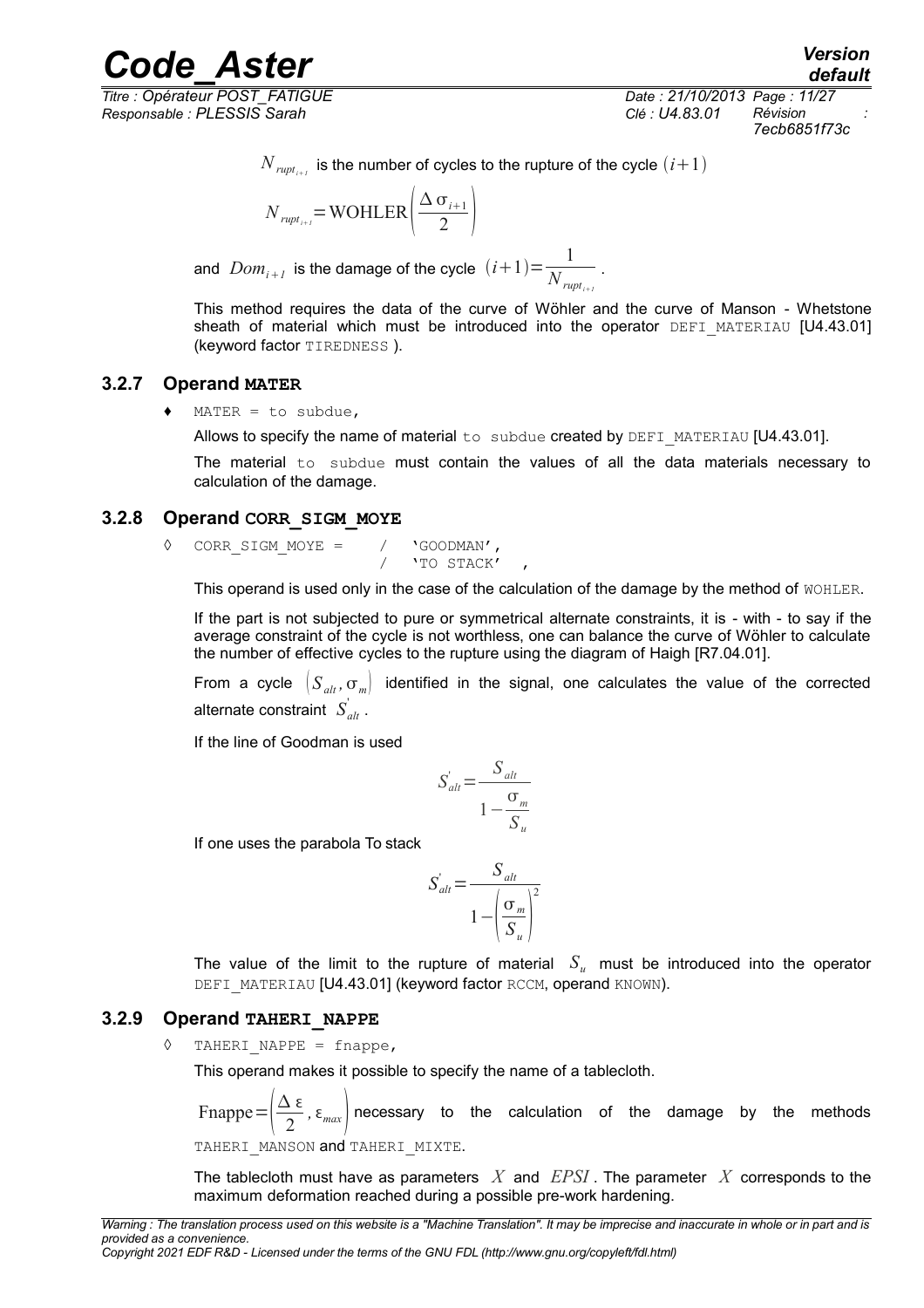$N_{rupt_{i+1}}$ is the number of cycles to the rupture of the cycle $(i+1)$

$$N_{rupt_{i+1}} = \text{WOHLER}\left(\frac{\Delta\sigma_{i+1}}{2}\right)$$

and $Dom_{i+1}$ is the damage of the cycle $(i+1) = \dfrac{1}{N_{rupt_{i+1}}}$.

This method requires the data of the curve of Wöhler and the curve of Manson - Whetstone sheath of material which must be introduced into the operator `DEFI_MATERIAU` [U4.43.01] (keyword factor `TIREDNESS` ).

### 3.2.7 Operand **MATER**

♦ `MATER = to subdue,`

Allows to specify the name of material `to subdue` created by `DEFI_MATERIAU` [U4.43.01].

The material `to subdue` must contain the values of all the data materials necessary to calculation of the damage.

### 3.2.8 Operand **CORR_SIGM_MOYE**

```
◊  CORR_SIGM_MOYE =     /  'GOODMAN',
                        /  'TO STACK'  ,
```

This operand is used only in the case of the calculation of the damage by the method of `WOHLER`.

If the part is not subjected to pure or symmetrical alternate constraints, it is - with - to say if the average constraint of the cycle is not worthless, one can balance the curve of Wöhler to calculate the number of effective cycles to the rupture using the diagram of Haigh [R7.04.01].

From a cycle $(S_{alt}, \sigma_m)$ identified in the signal, one calculates the value of the corrected alternate constraint $S'_{alt}$.

If the line of Goodman is used

$$S'_{alt} = \frac{S_{alt}}{1 - \dfrac{\sigma_m}{S_u}}$$

If one uses the parabola To stack

$$S'_{alt} = \frac{S_{alt}}{1 - \left(\dfrac{\sigma_m}{S_u}\right)^2}$$

The value of the limit to the rupture of material $S_u$ must be introduced into the operator `DEFI_MATERIAU` [U4.43.01] (keyword factor `RCCM`, operand `KNOWN`).

### 3.2.9 Operand **TAHERI_NAPPE**

◊ `TAHERI_NAPPE = fnappe,`

This operand makes it possible to specify the name of a tablecloth.

$\text{Fnappe} = \left(\dfrac{\Delta\varepsilon}{2}, \varepsilon_{max}\right)$ necessary to the calculation of the damage by the methods `TAHERI_MANSON` and `TAHERI_MIXTE`.

The tablecloth must have as parameters $X$ and $EPSI$. The parameter $X$ corresponds to the maximum deformation reached during a possible pre-work hardening.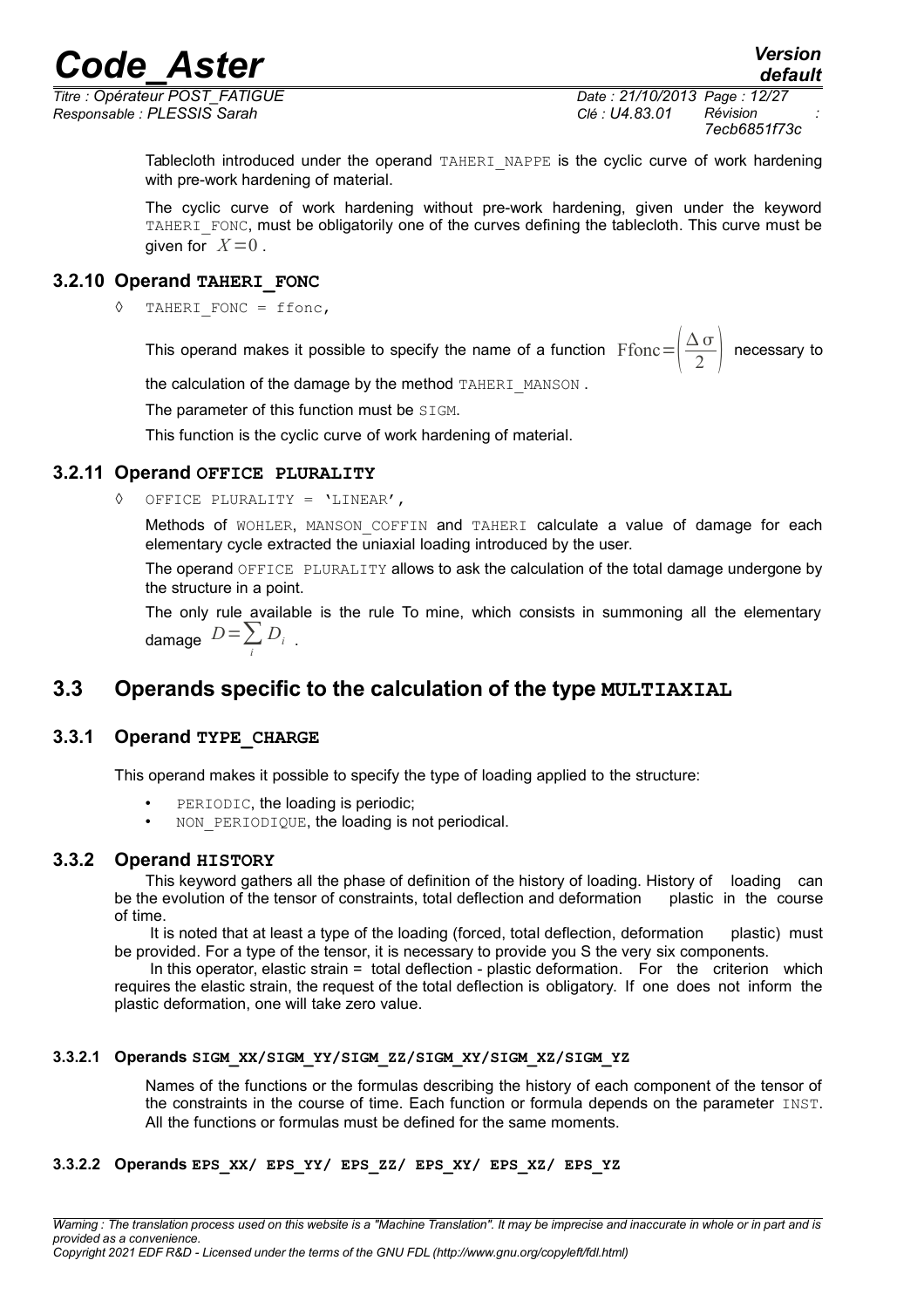Tablecloth introduced under the operand TAHERI_NAPPE is the cyclic curve of work hardening with pre-work hardening of material.

The cyclic curve of work hardening without pre-work hardening, given under the keyword TAHERI_FONC, must be obligatorily one of the curves defining the tablecloth. This curve must be given for $X=0$.

### 3.2.10 Operand TAHERI_FONC

◊ TAHERI_FONC = ffonc,

This operand makes it possible to specify the name of a function $\text{Ffonc}=\left(\frac{\Delta\sigma}{2}\right)$ necessary to the calculation of the damage by the method TAHERI_MANSON.

The parameter of this function must be SIGM.

This function is the cyclic curve of work hardening of material.

### 3.2.11 Operand OFFICE PLURALITY

◊ OFFICE PLURALITY = 'LINEAR',

Methods of WOHLER, MANSON_COFFIN and TAHERI calculate a value of damage for each elementary cycle extracted the uniaxial loading introduced by the user.

The operand OFFICE PLURALITY allows to ask the calculation of the total damage undergone by the structure in a point.

The only rule available is the rule To mine, which consists in summoning all the elementary damage $D=\sum_i D_i$.

## 3.3 Operands specific to the calculation of the type MULTIAXIAL

### 3.3.1 Operand TYPE_CHARGE

This operand makes it possible to specify the type of loading applied to the structure:

- PERIODIC, the loading is periodic;
- NON_PERIODIQUE, the loading is not periodical.

### 3.3.2 Operand HISTORY

This keyword gathers all the phase of definition of the history of loading. History of loading can be the evolution of the tensor of constraints, total deflection and deformation plastic in the course of time.

It is noted that at least a type of the loading (forced, total deflection, deformation plastic) must be provided. For a type of the tensor, it is necessary to provide you S the very six components.

In this operator, elastic strain = total deflection - plastic deformation. For the criterion which requires the elastic strain, the request of the total deflection is obligatory. If one does not inform the plastic deformation, one will take zero value.

#### 3.3.2.1 Operands SIGM_XX/SIGM_YY/SIGM_ZZ/SIGM_XY/SIGM_XZ/SIGM_YZ

Names of the functions or the formulas describing the history of each component of the tensor of the constraints in the course of time. Each function or formula depends on the parameter INST. All the functions or formulas must be defined for the same moments.

#### 3.3.2.2 Operands EPS_XX/ EPS_YY/ EPS_ZZ/ EPS_XY/ EPS_XZ/ EPS_YZ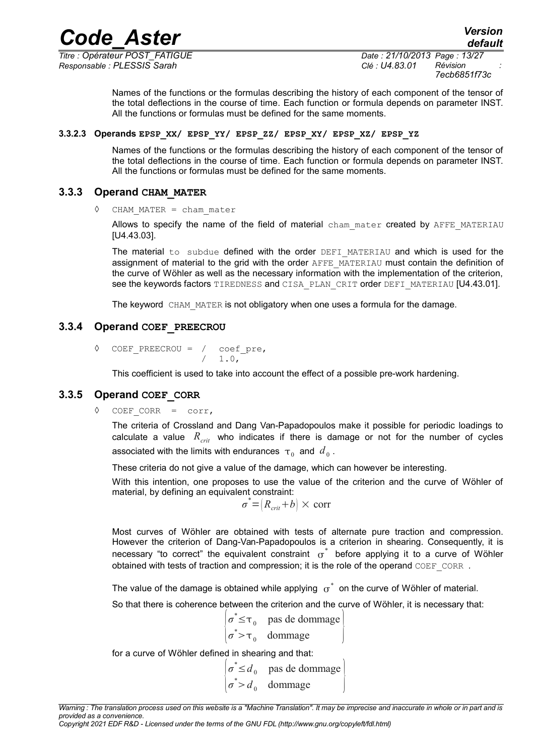Names of the functions or the formulas describing the history of each component of the tensor of the total deflections in the course of time. Each function or formula depends on parameter INST. All the functions or formulas must be defined for the same moments.

#### 3.3.2.3 Operands EPSP_XX/ EPSP_YY/ EPSP_ZZ/ EPSP_XY/ EPSP_XZ/ EPSP_YZ

Names of the functions or the formulas describing the history of each component of the tensor of the total deflections in the course of time. Each function or formula depends on parameter INST. All the functions or formulas must be defined for the same moments.

### 3.3.3 Operand CHAM_MATER

```
◊  CHAM_MATER = cham_mater
```

Allows to specify the name of the field of material cham_mater created by AFFE_MATERIAU [U4.43.03].

The material to subdue defined with the order DEFI_MATERIAU and which is used for the assignment of material to the grid with the order AFFE_MATERIAU must contain the definition of the curve of Wöhler as well as the necessary information with the implementation of the criterion, see the keywords factors TIREDNESS and CISA_PLAN_CRIT order DEFI_MATERIAU [U4.43.01].

The keyword CHAM_MATER is not obligatory when one uses a formula for the damage.

### 3.3.4 Operand COEF_PREECROU

```
◊  COEF_PREECROU = /  coef_pre,
                   /  1.0,
```

This coefficient is used to take into account the effect of a possible pre-work hardening.

### 3.3.5 Operand COEF_CORR

```
◊  COEF_CORR  =  corr,
```

The criteria of Crossland and Dang Van-Papadopoulos make it possible for periodic loadings to calculate a value $R_{crit}$ who indicates if there is damage or not for the number of cycles associated with the limits with endurances $\tau_0$ and $d_0$.

These criteria do not give a value of the damage, which can however be interesting.

With this intention, one proposes to use the value of the criterion and the curve of Wöhler of material, by defining an equivalent constraint:

$$\sigma^* = (R_{crit} + b) \times \text{corr}$$

Most curves of Wöhler are obtained with tests of alternate pure traction and compression. However the criterion of Dang-Van-Papadopoulos is a criterion in shearing. Consequently, it is necessary "to correct" the equivalent constraint $\sigma^*$ before applying it to a curve of Wöhler obtained with tests of traction and compression; it is the role of the operand COEF_CORR .

The value of the damage is obtained while applying $\sigma^*$ on the curve of Wöhler of material.

So that there is coherence between the criterion and the curve of Wöhler, it is necessary that:

$$\begin{cases} \sigma^* \leq \tau_0 & \text{pas de dommage} \\ \sigma^* > \tau_0 & \text{dommage} \end{cases}$$

for a curve of Wöhler defined in shearing and that:

$$\begin{cases} \sigma^* \leq d_0 & \text{pas de dommage} \\ \sigma^* > d_0 & \text{dommage} \end{cases}$$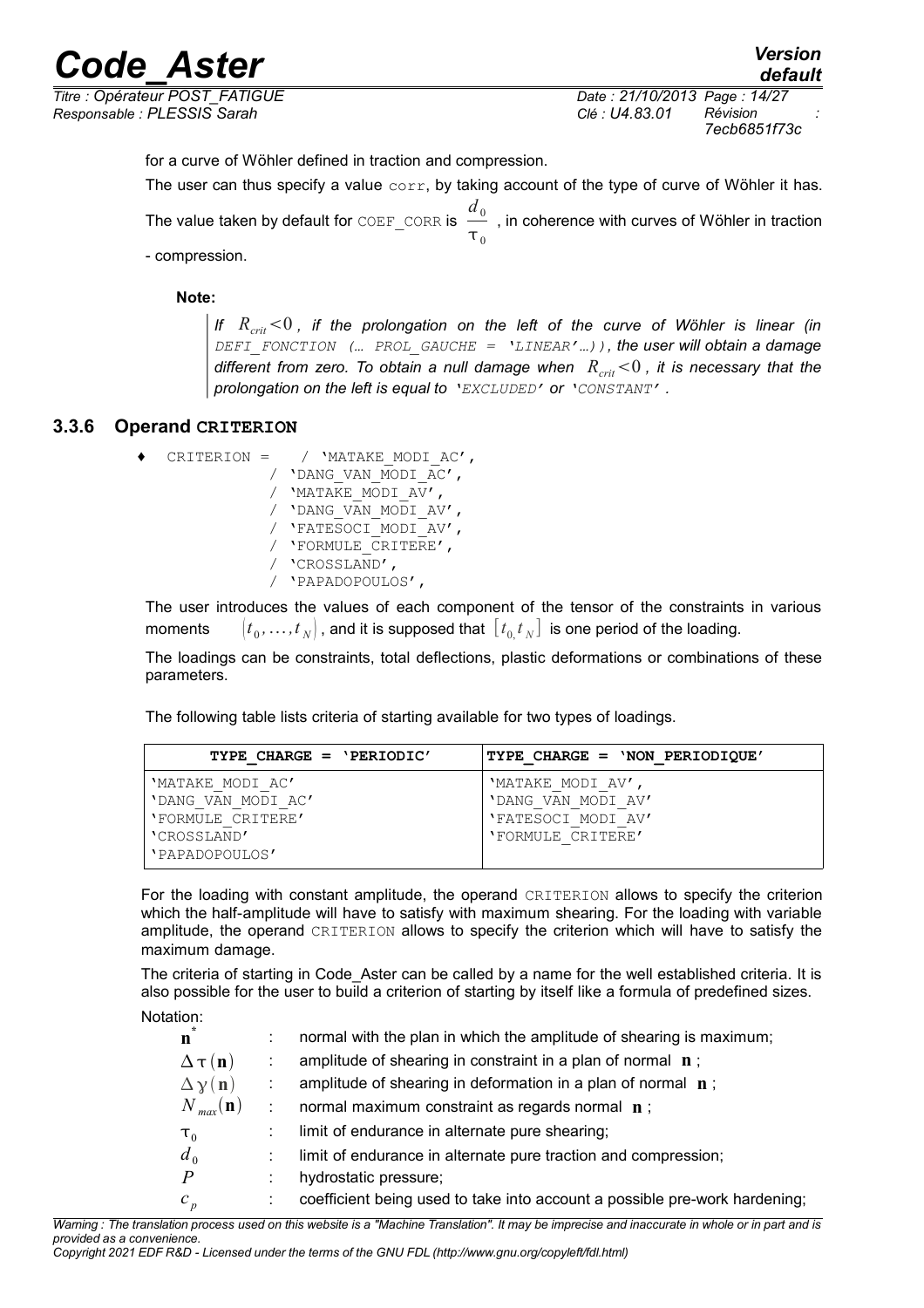for a curve of Wöhler defined in traction and compression.

The user can thus specify a value `corr`, by taking account of the type of curve of Wöhler it has. The value taken by default for `COEF_CORR` is $\frac{d_0}{\tau_0}$ , in coherence with curves of Wöhler in traction - compression.

**Note:**

> *If $R_{crit} < 0$ , if the prolongation on the left of the curve of Wöhler is linear (in `DEFI_FONCTION (… PROL_GAUCHE = 'LINEAR'…)`), the user will obtain a damage different from zero. To obtain a null damage when $R_{crit} < 0$ , it is necessary that the prolongation on the left is equal to `'EXCLUDED'` or `'CONSTANT'` .*

### 3.3.6 Operand CRITERION

```
♦  CRITERION =   / 'MATAKE_MODI_AC',
               / 'DANG_VAN_MODI_AC',
               / 'MATAKE_MODI_AV',
               / 'DANG_VAN_MODI_AV',
               / 'FATESOCI_MODI_AV',
               / 'FORMULE_CRITERE',
               / 'CROSSLAND',
               / 'PAPADOPOULOS',
```

The user introduces the values of each component of the tensor of the constraints in various moments $(t_0, \ldots, t_N)$ , and it is supposed that $[t_0, t_N]$ is one period of the loading.

The loadings can be constraints, total deflections, plastic deformations or combinations of these parameters.

The following table lists criteria of starting available for two types of loadings.

| TYPE_CHARGE = 'PERIODIC' | TYPE_CHARGE = 'NON_PERIODIQUE' |
|---|---|
| 'MATAKE_MODI_AC'<br>'DANG_VAN_MODI_AC'<br>'FORMULE_CRITERE'<br>'CROSSLAND'<br>'PAPADOPOULOS' | 'MATAKE_MODI_AV',<br>'DANG_VAN_MODI_AV'<br>'FATESOCI_MODI_AV'<br>'FORMULE_CRITERE' |

For the loading with constant amplitude, the operand `CRITERION` allows to specify the criterion which the half-amplitude will have to satisfy with maximum shearing. For the loading with variable amplitude, the operand `CRITERION` allows to specify the criterion which will have to satisfy the maximum damage.

The criteria of starting in Code_Aster can be called by a name for the well established criteria. It is also possible for the user to build a criterion of starting by itself like a formula of predefined sizes.

Notation:

- $\mathbf{n}^*$ : normal with the plan in which the amplitude of shearing is maximum;
- $\Delta\tau(\mathbf{n})$ : amplitude of shearing in constraint in a plan of normal $\mathbf{n}$ ;
- $\Delta\gamma(\mathbf{n})$ : amplitude of shearing in deformation in a plan of normal $\mathbf{n}$ ;
- $N_{max}(\mathbf{n})$ : normal maximum constraint as regards normal $\mathbf{n}$ ;
- $\tau_0$ : limit of endurance in alternate pure shearing;
- $d_0$ : limit of endurance in alternate pure traction and compression;
- $P$ : hydrostatic pressure;
- $c_p$ : coefficient being used to take into account a possible pre-work hardening;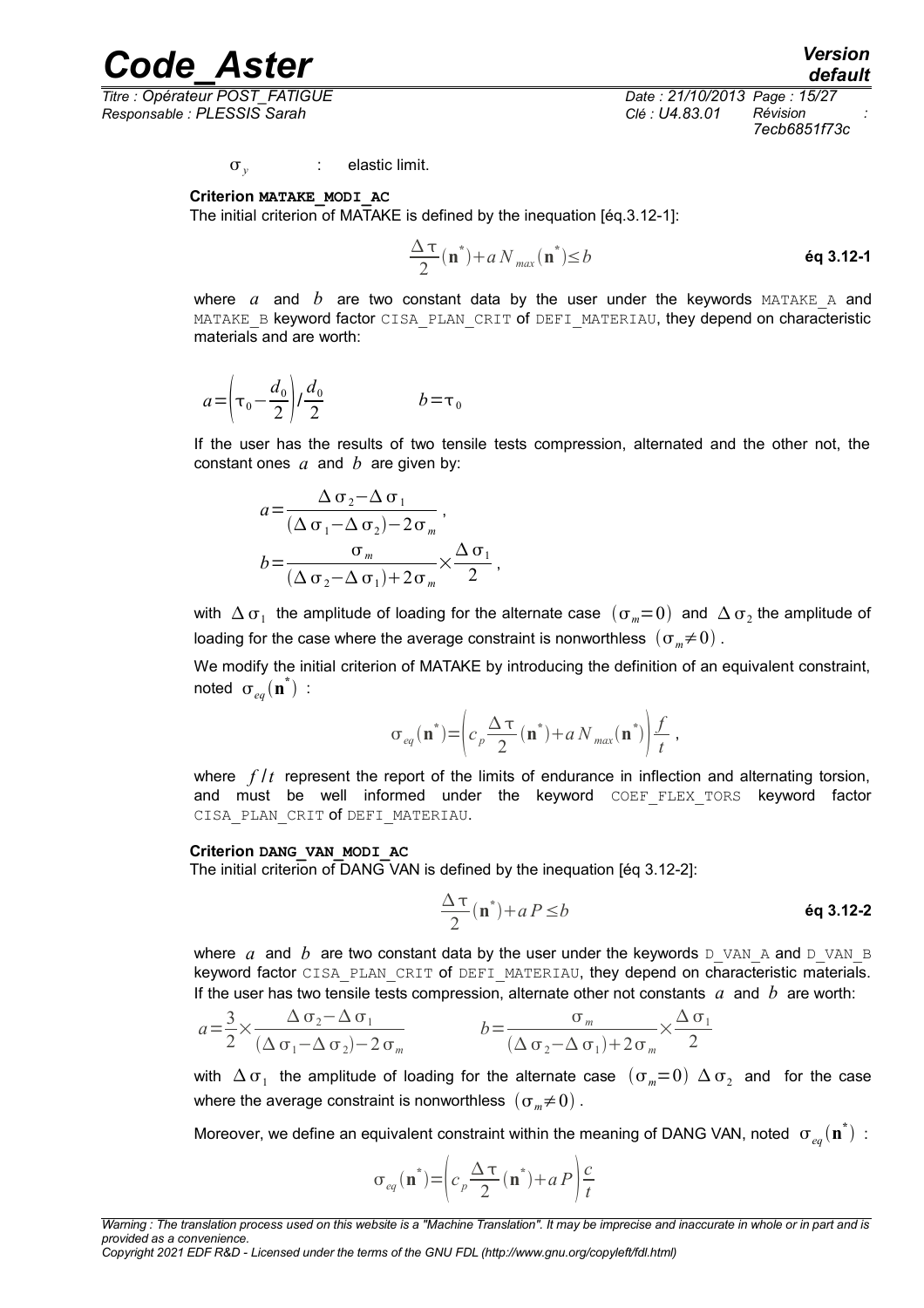$\sigma_y$ : elastic limit.

**Criterion MATAKE_MODI_AC**

The initial criterion of MATAKE is defined by the inequation [éq.3.12-1]:

$$\frac{\Delta\tau}{2}(\mathbf{n}^*)+a\,N_{max}(\mathbf{n}^*)\leq b \qquad \textbf{éq 3.12-1}$$

where $a$ and $b$ are two constant data by the user under the keywords MATAKE_A and MATAKE_B keyword factor CISA_PLAN_CRIT of DEFI_MATERIAU, they depend on characteristic materials and are worth:

$$a=\left(\tau_0-\frac{d_0}{2}\right)/\frac{d_0}{2} \qquad\qquad b=\tau_0$$

If the user has the results of two tensile tests compression, alternated and the other not, the constant ones $a$ and $b$ are given by:

$$a=\frac{\Delta\sigma_2-\Delta\sigma_1}{(\Delta\sigma_1-\Delta\sigma_2)-2\sigma_m}\,,$$

$$b=\frac{\sigma_m}{(\Delta\sigma_2-\Delta\sigma_1)+2\sigma_m}\times\frac{\Delta\sigma_1}{2}\,,$$

with $\Delta\sigma_1$ the amplitude of loading for the alternate case $(\sigma_m=0)$ and $\Delta\sigma_2$ the amplitude of loading for the case where the average constraint is nonworthless $(\sigma_m\neq 0)$.

We modify the initial criterion of MATAKE by introducing the definition of an equivalent constraint, noted $\sigma_{eq}(\mathbf{n}^*)$ :

$$\sigma_{eq}(\mathbf{n}^*)=\left(c_p\frac{\Delta\tau}{2}(\mathbf{n}^*)+a\,N_{max}(\mathbf{n}^*)\right)\frac{f}{t}\,,$$

where $f/t$ represent the report of the limits of endurance in inflection and alternating torsion, and must be well informed under the keyword COEF_FLEX_TORS keyword factor CISA_PLAN_CRIT of DEFI_MATERIAU.

**Criterion DANG_VAN_MODI_AC**

The initial criterion of DANG VAN is defined by the inequation [éq 3.12-2]:

$$\frac{\Delta\tau}{2}(\mathbf{n}^*)+a\,P\leq b \qquad \textbf{éq 3.12-2}$$

where $a$ and $b$ are two constant data by the user under the keywords D_VAN_A and D_VAN_B keyword factor CISA_PLAN_CRIT of DEFI_MATERIAU, they depend on characteristic materials. If the user has two tensile tests compression, alternate other not constants $a$ and $b$ are worth:

$$a=\frac{3}{2}\times\frac{\Delta\sigma_2-\Delta\sigma_1}{(\Delta\sigma_1-\Delta\sigma_2)-2\sigma_m} \qquad\qquad b=\frac{\sigma_m}{(\Delta\sigma_2-\Delta\sigma_1)+2\sigma_m}\times\frac{\Delta\sigma_1}{2}$$

with $\Delta\sigma_1$ the amplitude of loading for the alternate case $(\sigma_m=0)$ $\Delta\sigma_2$ and for the case where the average constraint is nonworthless $(\sigma_m\neq 0)$.

Moreover, we define an equivalent constraint within the meaning of DANG VAN, noted $\sigma_{eq}(\mathbf{n}^*)$ :

$$\sigma_{eq}(\mathbf{n}^*)=\left(c_p\frac{\Delta\tau}{2}(\mathbf{n}^*)+a\,P\right)\frac{c}{t}$$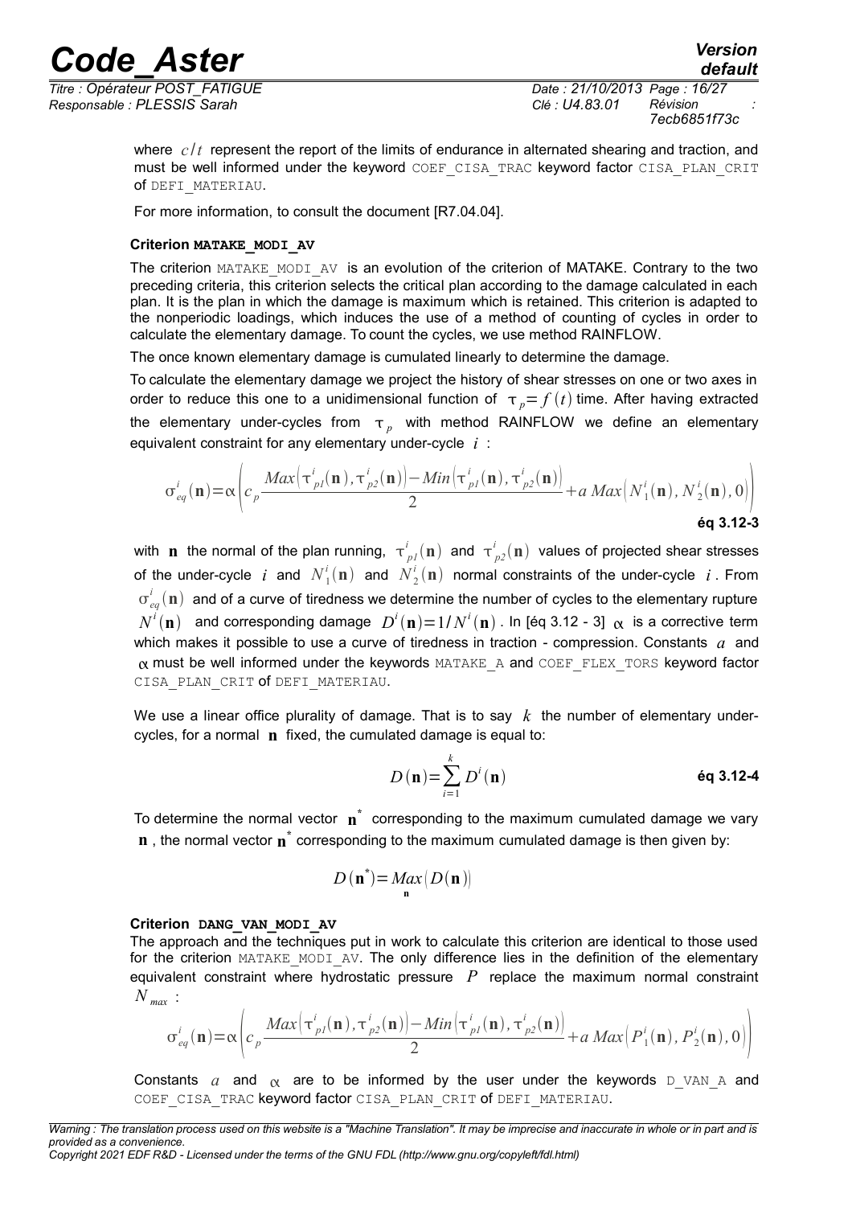where $c/t$ represent the report of the limits of endurance in alternated shearing and traction, and must be well informed under the keyword COEF_CISA_TRAC keyword factor CISA_PLAN_CRIT of DEFI_MATERIAU.

For more information, to consult the document [R7.04.04].

**Criterion MATAKE_MODI_AV**

The criterion MATAKE_MODI_AV is an evolution of the criterion of MATAKE. Contrary to the two preceding criteria, this criterion selects the critical plan according to the damage calculated in each plan. It is the plan in which the damage is maximum which is retained. This criterion is adapted to the nonperiodic loadings, which induces the use of a method of counting of cycles in order to calculate the elementary damage. To count the cycles, we use method RAINFLOW.

The once known elementary damage is cumulated linearly to determine the damage.

To calculate the elementary damage we project the history of shear stresses on one or two axes in order to reduce this one to a unidimensional function of $\tau_p = f(t)$ time. After having extracted the elementary under-cycles from $\tau_p$ with method RAINFLOW we define an elementary equivalent constraint for any elementary under-cycle $i$ :

$$\sigma^i_{eq}(\mathbf{n}) = \alpha\left(c_p \frac{Max\left(\tau^i_{p1}(\mathbf{n}), \tau^i_{p2}(\mathbf{n})\right) - Min\left(\tau^i_{p1}(\mathbf{n}), \tau^i_{p2}(\mathbf{n})\right)}{2} + a\, Max\left(N^i_1(\mathbf{n}), N^i_2(\mathbf{n}), 0\right)\right)$$

**éq 3.12-3**

with $\mathbf{n}$ the normal of the plan running, $\tau^i_{p1}(\mathbf{n})$ and $\tau^i_{p2}(\mathbf{n})$ values of projected shear stresses of the under-cycle $i$ and $N^i_1(\mathbf{n})$ and $N^i_2(\mathbf{n})$ normal constraints of the under-cycle $i$. From $\sigma^i_{eq}(\mathbf{n})$ and of a curve of tiredness we determine the number of cycles to the elementary rupture $N^i(\mathbf{n})$ and corresponding damage $D^i(\mathbf{n}) = 1/N^i(\mathbf{n})$. In [éq 3.12 - 3] $\alpha$ is a corrective term which makes it possible to use a curve of tiredness in traction - compression. Constants $a$ and $\alpha$ must be well informed under the keywords MATAKE_A and COEF_FLEX_TORS keyword factor CISA_PLAN_CRIT of DEFI_MATERIAU.

We use a linear office plurality of damage. That is to say $k$ the number of elementary under-cycles, for a normal $\mathbf{n}$ fixed, the cumulated damage is equal to:

$$D(\mathbf{n}) = \sum_{i=1}^{k} D^i(\mathbf{n})$$

**éq 3.12-4**

To determine the normal vector $\mathbf{n}^*$ corresponding to the maximum cumulated damage we vary $\mathbf{n}$, the normal vector $\mathbf{n}^*$ corresponding to the maximum cumulated damage is then given by:

$$D(\mathbf{n}^*) = \underset{\mathbf{n}}{Max}\left(D(\mathbf{n})\right)$$

**Criterion DANG_VAN_MODI_AV**

The approach and the techniques put in work to calculate this criterion are identical to those used for the criterion MATAKE_MODI_AV. The only difference lies in the definition of the elementary equivalent constraint where hydrostatic pressure $P$ replace the maximum normal constraint $N_{max}$ :

$$\sigma^i_{eq}(\mathbf{n}) = \alpha\left(c_p \frac{Max\left(\tau^i_{p1}(\mathbf{n}), \tau^i_{p2}(\mathbf{n})\right) - Min\left(\tau^i_{p1}(\mathbf{n}), \tau^i_{p2}(\mathbf{n})\right)}{2} + a\, Max\left(P^i_1(\mathbf{n}), P^i_2(\mathbf{n}), 0\right)\right)$$

Constants $a$ and $\alpha$ are to be informed by the user under the keywords D_VAN_A and COEF_CISA_TRAC keyword factor CISA_PLAN_CRIT of DEFI_MATERIAU.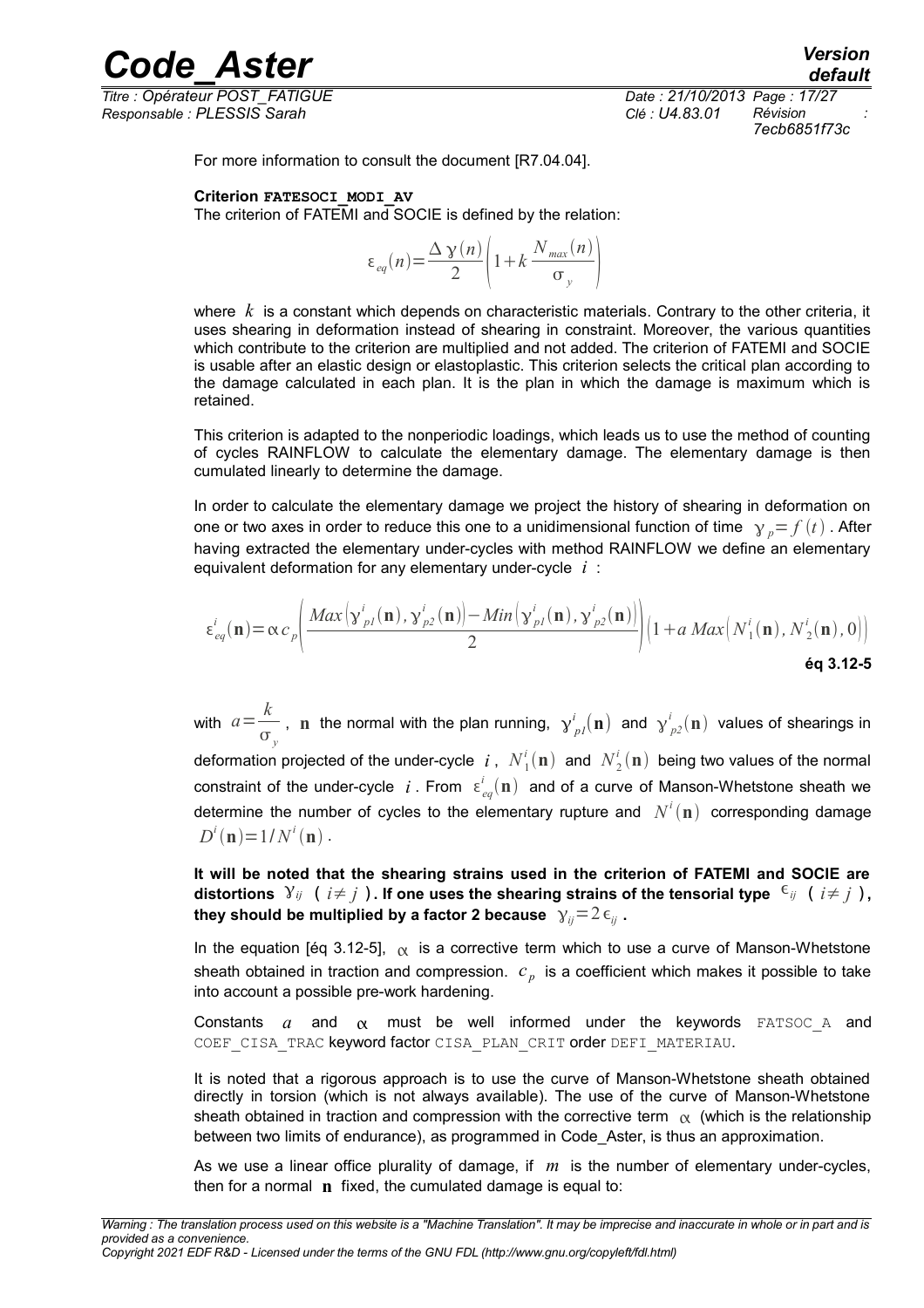For more information to consult the document [R7.04.04].

**Criterion FATESOCI_MODI_AV**

The criterion of FATEMI and SOCIE is defined by the relation:

$$\varepsilon_{eq}(n)=\frac{\Delta\gamma(n)}{2}\left(1+k\frac{N_{max}(n)}{\sigma_y}\right)$$

where $k$ is a constant which depends on characteristic materials. Contrary to the other criteria, it uses shearing in deformation instead of shearing in constraint. Moreover, the various quantities which contribute to the criterion are multiplied and not added. The criterion of FATEMI and SOCIE is usable after an elastic design or elastoplastic. This criterion selects the critical plan according to the damage calculated in each plan. It is the plan in which the damage is maximum which is retained.

This criterion is adapted to the nonperiodic loadings, which leads us to use the method of counting of cycles RAINFLOW to calculate the elementary damage. The elementary damage is then cumulated linearly to determine the damage.

In order to calculate the elementary damage we project the history of shearing in deformation on one or two axes in order to reduce this one to a unidimensional function of time $\gamma_p=f(t)$. After having extracted the elementary under-cycles with method RAINFLOW we define an elementary equivalent deformation for any elementary under-cycle $i$ :

$$\varepsilon_{eq}^{i}(\mathbf{n})=\alpha c_p\left(\frac{Max\left(\gamma_{p1}^{i}(\mathbf{n}),\gamma_{p2}^{i}(\mathbf{n})\right)-Min\left(\gamma_{p1}^{i}(\mathbf{n}),\gamma_{p2}^{i}(\mathbf{n})\right)}{2}\right)\left(1+a\,Max\left(N_1^{i}(\mathbf{n}),N_2^{i}(\mathbf{n}),0\right)\right)$$

**éq 3.12-5**

with $a=\frac{k}{\sigma_y}$, $\mathbf{n}$ the normal with the plan running, $\gamma_{p1}^{i}(\mathbf{n})$ and $\gamma_{p2}^{i}(\mathbf{n})$ values of shearings in deformation projected of the under-cycle $i$, $N_1^{i}(\mathbf{n})$ and $N_2^{i}(\mathbf{n})$ being two values of the normal constraint of the under-cycle $i$. From $\varepsilon_{eq}^{i}(\mathbf{n})$ and of a curve of Manson-Whetstone sheath we determine the number of cycles to the elementary rupture and $N^{i}(\mathbf{n})$ corresponding damage $D^{i}(\mathbf{n})=1/N^{i}(\mathbf{n})$.

**It will be noted that the shearing strains used in the criterion of FATEMI and SOCIE are distortions $\gamma_{ij}$ ( $i\neq j$ ). If one uses the shearing strains of the tensorial type $\epsilon_{ij}$ ( $i\neq j$ ), they should be multiplied by a factor 2 because $\gamma_{ij}=2\epsilon_{ij}$ .**

In the equation [éq 3.12-5], $\alpha$ is a corrective term which to use a curve of Manson-Whetstone sheath obtained in traction and compression. $c_p$ is a coefficient which makes it possible to take into account a possible pre-work hardening.

Constants $a$ and $\alpha$ must be well informed under the keywords FATSOC_A and COEF_CISA_TRAC keyword factor CISA_PLAN_CRIT order DEFI_MATERIAU.

It is noted that a rigorous approach is to use the curve of Manson-Whetstone sheath obtained directly in torsion (which is not always available). The use of the curve of Manson-Whetstone sheath obtained in traction and compression with the corrective term $\alpha$ (which is the relationship between two limits of endurance), as programmed in Code_Aster, is thus an approximation.

As we use a linear office plurality of damage, if $m$ is the number of elementary under-cycles, then for a normal $\mathbf{n}$ fixed, the cumulated damage is equal to: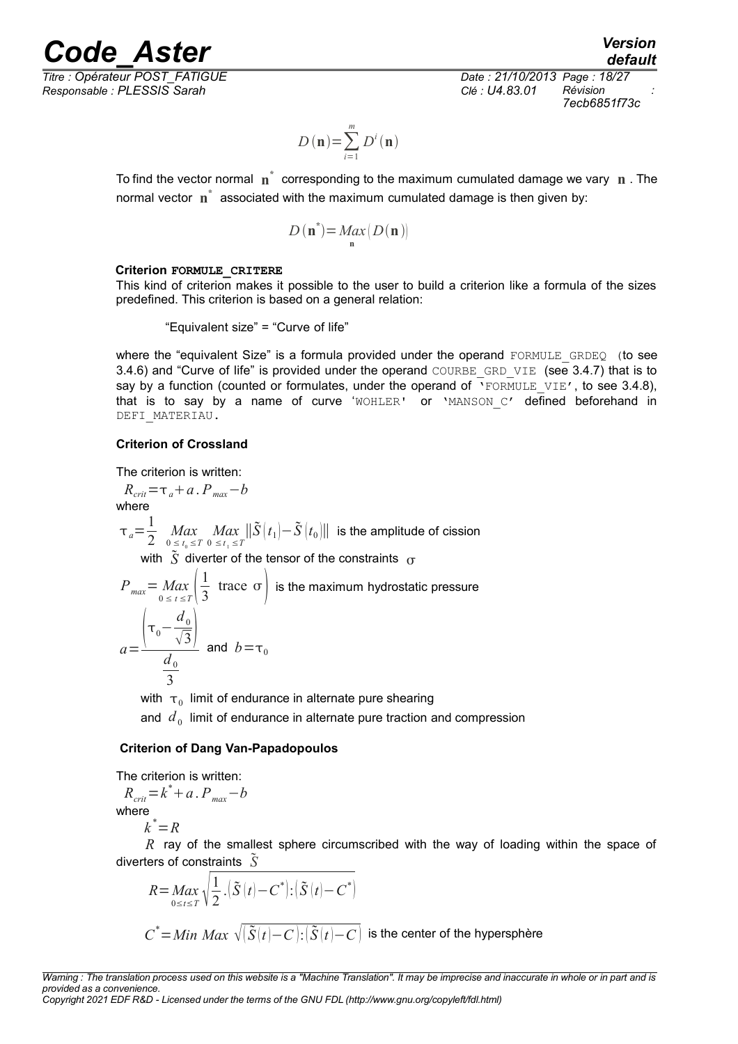$$D(\mathbf{n}) = \sum_{i=1}^{m} D^i(\mathbf{n})$$

To find the vector normal $\mathbf{n}^*$ corresponding to the maximum cumulated damage we vary $\mathbf{n}$. The normal vector $\mathbf{n}^*$ associated with the maximum cumulated damage is then given by:

$$D(\mathbf{n}^*) = \underset{\mathbf{n}}{Max}\left(D(\mathbf{n})\right)$$

**Criterion FORMULE_CRITERE**

This kind of criterion makes it possible to the user to build a criterion like a formula of the sizes predefined. This criterion is based on a general relation:

"Equivalent size" = "Curve of life"

where the "equivalent Size" is a formula provided under the operand `FORMULE_GRDEQ` (to see 3.4.6) and "Curve of life" is provided under the operand `COURBE_GRD_VIE` (see 3.4.7) that is to say by a function (counted or formulates, under the operand of `'FORMULE_VIE'`, to see 3.4.8), that is to say by a name of curve `'WOHLER'` or `'MANSON_C'` defined beforehand in `DEFI_MATERIAU`.

**Criterion of Crossland**

The criterion is written:

$R_{crit} = \tau_a + a \, . \, P_{max} - b$

where

$\tau_a = \dfrac{1}{2} \underset{0 \le t_0 \le T}{Max} \; \underset{0 \le t_1 \le T}{Max} \left\| \tilde{S}(t_1) - \tilde{S}(t_0) \right\|$ is the amplitude of cission

with $\tilde{S}$ diverter of the tensor of the constraints $\sigma$

$P_{max} = \underset{0 \le t \le T}{Max} \left( \dfrac{1}{3} \text{ trace } \sigma \right)$ is the maximum hydrostatic pressure

$a = \dfrac{\left( \tau_0 - \dfrac{d_0}{\sqrt{3}} \right)}{\dfrac{d_0}{3}}$ and $b = \tau_0$

with $\tau_0$ limit of endurance in alternate pure shearing

and $d_0$ limit of endurance in alternate pure traction and compression

**Criterion of Dang Van-Papadopoulos**

The criterion is written:

$R_{crit} = k^* + a \, . \, P_{max} - b$

where

$k^* = R$

$R$ ray of the smallest sphere circumscribed with the way of loading within the space of diverters of constraints $\tilde{S}$

$$R = \underset{0 \le t \le T}{Max} \sqrt{\frac{1}{2} . \left( \tilde{S}(t) - C^* \right) : \left( \tilde{S}(t) - C^* \right)}$$

$C^* = Min \; Max \; \sqrt{\left( \tilde{S}(t) - C \right) : \left( \tilde{S}(t) - C \right)}$ is the center of the hypersphère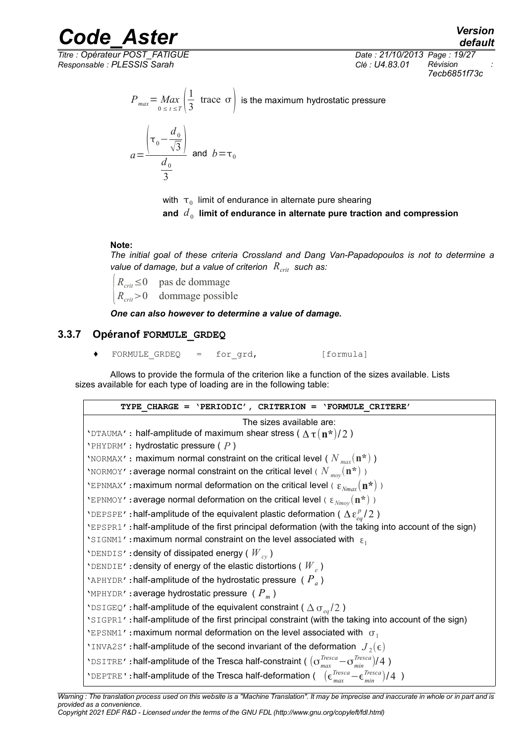$P_{max} = \underset{0 \leq t \leq T}{Max}\left(\frac{1}{3} \text{ trace } \sigma\right)$ is the maximum hydrostatic pressure

$$a = \frac{\left(\tau_0 - \frac{d_0}{\sqrt{3}}\right)}{\frac{d_0}{3}} \text{ and } b = \tau_0$$

with $\tau_0$ limit of endurance in alternate pure shearing

**and $d_0$ limit of endurance in alternate pure traction and compression**

**Note:**

*The initial goal of these criteria Crossland and Dang Van-Papadopoulos is not to determine a value of damage, but a value of criterion $R_{crit}$ such as:*

$$\begin{cases} R_{crit} \leq 0 & \text{pas de dommage} \\ R_{crit} > 0 & \text{dommage possible} \end{cases}$$

***One can also however to determine a value of damage.***

### 3.3.7 Opéranof FORMULE_GRDEQ

♦ `FORMULE_GRDEQ = for_grd, [formula]`

Allows to provide the formula of the criterion like a function of the sizes available. Lists sizes available for each type of loading are in the following table:

| TYPE_CHARGE = 'PERIODIC', CRITERION = 'FORMULE_CRITERE' |
|---|
| The sizes available are: |
| 'DTAUMA': half-amplitude of maximum shear stress ( $\Delta\tau(\mathbf{n^*})/2$ ) |
| 'PHYDRM': hydrostatic pressure ( $P$ ) |
| 'NORMAX': maximum normal constraint on the critical level ( $N_{max}(\mathbf{n^*})$ ) |
| 'NORMOY': average normal constraint on the critical level ( $N_{moy}(\mathbf{n^*})$ ) |
| 'EPNMAX': maximum normal deformation on the critical level ( $\varepsilon_{Nmax}(\mathbf{n^*})$ ) |
| 'EPNMOY': average normal deformation on the critical level ( $\varepsilon_{Nmoy}(\mathbf{n^*})$ ) |
| 'DEPSPE': half-amplitude of the equivalent plastic deformation ( $\Delta\varepsilon_{eq}^{p}/2$ ) |
| 'EPSPR1': half-amplitude of the first principal deformation (with the taking into account of the sign) |
| 'SIGNM1': maximum normal constraint on the level associated with $\varepsilon_1$ |
| 'DENDIS': density of dissipated energy ( $W_{cy}$ ) |
| 'DENDIE': density of energy of the elastic distortions ( $W_e$ ) |
| 'APHYDR': half-amplitude of the hydrostatic pressure ( $P_a$ ) |
| 'MPHYDR': average hydrostatic pressure ( $P_m$ ) |
| 'DSIGEQ': half-amplitude of the equivalent constraint ( $\Delta\sigma_{eq}/2$ ) |
| 'SIGPR1': half-amplitude of the first principal constraint (with the taking into account of the sign) |
| 'EPSNM1': maximum normal deformation on the level associated with $\sigma_1$ |
| 'INVA2S': half-amplitude of the second invariant of the deformation $J_2(\epsilon)$ |
| 'DSITRE': half-amplitude of the Tresca half-constraint ( $(\sigma_{max}^{Tresca} - \sigma_{min}^{Tresca})/4$ ) |
| 'DEPTRE': half-amplitude of the Tresca half-deformation ( $(\epsilon_{max}^{Tresca} - \epsilon_{min}^{Tresca})/4$ ) |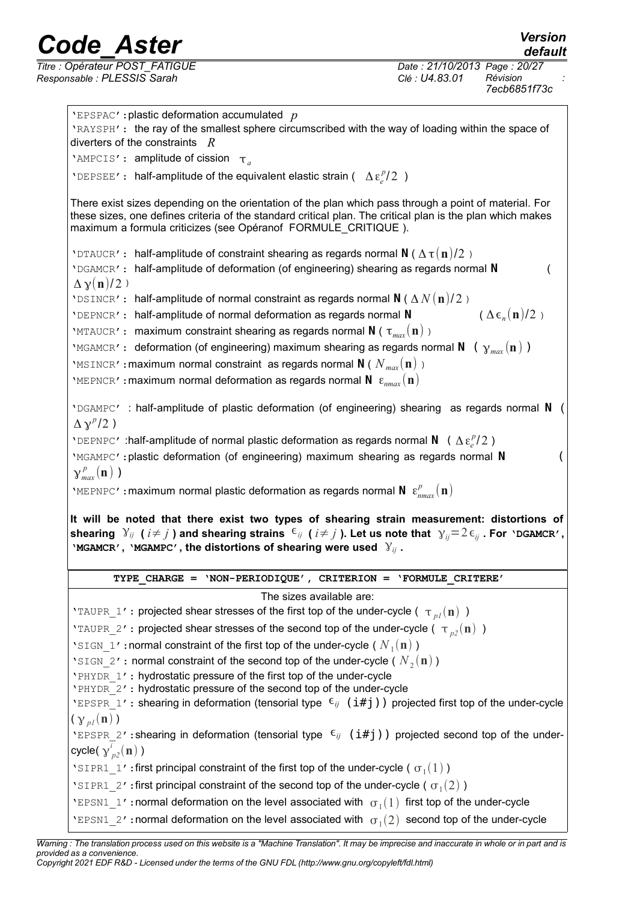'EPSPAC': plastic deformation accumulated $p$

'RAYSPH': the ray of the smallest sphere circumscribed with the way of loading within the space of diverters of the constraints $R$

'AMPCIS': amplitude of cission $\tau_a$

'DEPSEE': half-amplitude of the equivalent elastic strain ( $\Delta \varepsilon_e^p/2$ )

There exist sizes depending on the orientation of the plan which pass through a point of material. For these sizes, one defines criteria of the standard critical plan. The critical plan is the plan which makes maximum a formula criticizes (see Opéranof FORMULE_CRITIQUE ).

'DTAUCR': half-amplitude of constraint shearing as regards normal **N** ( $\Delta\tau(\mathbf{n})/2$ )

'DGAMCR': half-amplitude of deformation (of engineering) shearing as regards normal **N** ( $\Delta\gamma(\mathbf{n})/2$ )

'DSINCR': half-amplitude of normal constraint as regards normal **N** ( $\Delta N(\mathbf{n})/2$ )

'DEPNCR': half-amplitude of normal deformation as regards normal **N** ( $\Delta\epsilon_n(\mathbf{n})/2$ )

'MTAUCR': maximum constraint shearing as regards normal **N** ( $\tau_{max}(\mathbf{n})$ )

'MGAMCR': deformation (of engineering) maximum shearing as regards normal **N** ( $\gamma_{max}(\mathbf{n})$ )

'MSINCR': maximum normal constraint as regards normal **N** ( $N_{max}(\mathbf{n})$ )

'MEPNCR': maximum normal deformation as regards normal **N** $\varepsilon_{nmax}(\mathbf{n})$

'DGAMPC' : half-amplitude of plastic deformation (of engineering) shearing as regards normal **N** ( $\Delta\gamma^p/2$ )

'DEPNPC' :half-amplitude of normal plastic deformation as regards normal **N** ( $\Delta\varepsilon_e^p/2$ )

'MGAMPC': plastic deformation (of engineering) maximum shearing as regards normal **N** ( $\gamma_{max}^p(\mathbf{n})$ )

'MEPNPC': maximum normal plastic deformation as regards normal **N** $\varepsilon_{nmax}^p(\mathbf{n})$

**It will be noted that there exist two types of shearing strain measurement: distortions of shearing $\gamma_{ij}$ ( $i \neq j$ ) and shearing strains $\epsilon_{ij}$ ( $i \neq j$ ). Let us note that $\gamma_{ij} = 2\epsilon_{ij}$ . For 'DGAMCR', 'MGAMCR', 'MGAMPC', the distortions of shearing were used $\gamma_{ij}$ .**

**TYPE_CHARGE = 'NON-PERIODIQUE', CRITERION = 'FORMULE_CRITERE'**

The sizes available are:

'TAUPR_1': projected shear stresses of the first top of the under-cycle ( $\tau_{p1}(\mathbf{n})$ )

'TAUPR_2': projected shear stresses of the second top of the under-cycle ( $\tau_{p2}(\mathbf{n})$ )

'SIGN_1': normal constraint of the first top of the under-cycle ( $N_1(\mathbf{n})$ )

'SIGN_2': normal constraint of the second top of the under-cycle ( $N_2(\mathbf{n})$ )

'PHYDR_1': hydrostatic pressure of the first top of the under-cycle

'PHYDR_2': hydrostatic pressure of the second top of the under-cycle

'EPSPR_1': shearing in deformation (tensorial type $\epsilon_{ij}$ (i#j)) projected first top of the under-cycle ( $\gamma_{p1}(\mathbf{n})$ )

'EPSPR_2': shearing in deformation (tensorial type $\epsilon_{ij}$ (i#j)) projected second top of the under-cycle( $\gamma_{p2}^{i}(\mathbf{n})$ )

'SIPR1_1': first principal constraint of the first top of the under-cycle ( $\sigma_1(1)$ )

'SIPR1_2': first principal constraint of the second top of the under-cycle ( $\sigma_1(2)$ )

'EPSN1_1': normal deformation on the level associated with $\sigma_1(1)$ first top of the under-cycle

'EPSN1_2': normal deformation on the level associated with $\sigma_1(2)$ second top of the under-cycle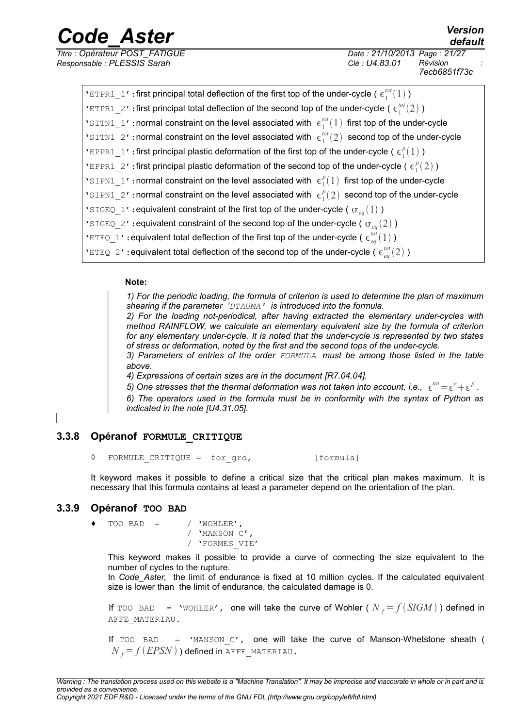| |
|---|
| 'ETPR1_1': first principal total deflection of the first top of the under-cycle ( $\epsilon_1^{tot}(1)$ ) |
| 'ETPR1_2': first principal total deflection of the second top of the under-cycle ( $\epsilon_1^{tot}(2)$ ) |
| 'SITN1_1': normal constraint on the level associated with $\epsilon_1^{tot}(1)$ first top of the under-cycle |
| 'SITN1_2': normal constraint on the level associated with $\epsilon_1^{tot}(2)$ second top of the under-cycle |
| 'EPPR1_1': first principal plastic deformation of the first top of the under-cycle ( $\epsilon_1^{p}(1)$ ) |
| 'EPPR1_2': first principal plastic deformation of the second top of the under-cycle ( $\epsilon_1^{p}(2)$ ) |
| 'SIPN1_1': normal constraint on the level associated with $\epsilon_1^{p}(1)$ first top of the under-cycle |
| 'SIPN1_2': normal constraint on the level associated with $\epsilon_1^{p}(2)$ second top of the under-cycle |
| 'SIGEQ_1': equivalent constraint of the first top of the under-cycle ( $\sigma_{eq}(1)$ ) |
| 'SIGEQ_2': equivalent constraint of the second top of the under-cycle ( $\sigma_{eq}(2)$ ) |
| 'ETEQ_1': equivalent total deflection of the first top of the under-cycle ( $\epsilon_{eq}^{tot}(1)$ ) |
| 'ETEQ_2': equivalent total deflection of the second top of the under-cycle ( $\epsilon_{eq}^{tot}(2)$ ) |

**Note:**

*1) For the periodic loading, the formula of criterion is used to determine the plan of maximum shearing if the parameter 'DTAUMA' is introduced into the formula.*

*2) For the loading not-periodical, after having extracted the elementary under-cycles with method RAINFLOW, we calculate an elementary equivalent size by the formula of criterion for any elementary under-cycle. It is noted that the under-cycle is represented by two states of stress or deformation, noted by the first and the second tops of the under-cycle.*

*3) Parameters of entries of the order FORMULA must be among those listed in the table above.*

*4) Expressions of certain sizes are in the document [R7.04.04].*

*5) One stresses that the thermal deformation was not taken into account, i.e., $\varepsilon^{tot}=\varepsilon^{e}+\varepsilon^{p}$.*

*6) The operators used in the formula must be in conformity with the syntax of Python as indicated in the note [U4.31.05].*

### 3.3.8 Opéranof FORMULE_CRITIQUE

```
◊  FORMULE_CRITIQUE =  for_grd,            [formula]
```

It keyword makes it possible to define a critical size that the critical plan makes maximum. It is necessary that this formula contains at least a parameter depend on the orientation of the plan.

### 3.3.9 Opéranof TOO BAD

```
♦  TOO BAD  =    / 'WOHLER',
                 / 'MANSON_C',
                 / 'FORMES_VIE'
```

This keyword makes it possible to provide a curve of connecting the size equivalent to the number of cycles to the rupture.

In *Code_Aster,* the limit of endurance is fixed at 10 million cycles. If the calculated equivalent size is lower than the limit of endurance, the calculated damage is 0.

If TOO BAD = 'WOHLER', one will take the curve of Wohler ( $N_f=f(SIGM)$ ) defined in AFFE_MATERIAU.

If TOO BAD = 'MANSON_C', one will take the curve of Manson-Whetstone sheath ( $N_f=f(EPSN)$ ) defined in AFFE_MATERIAU.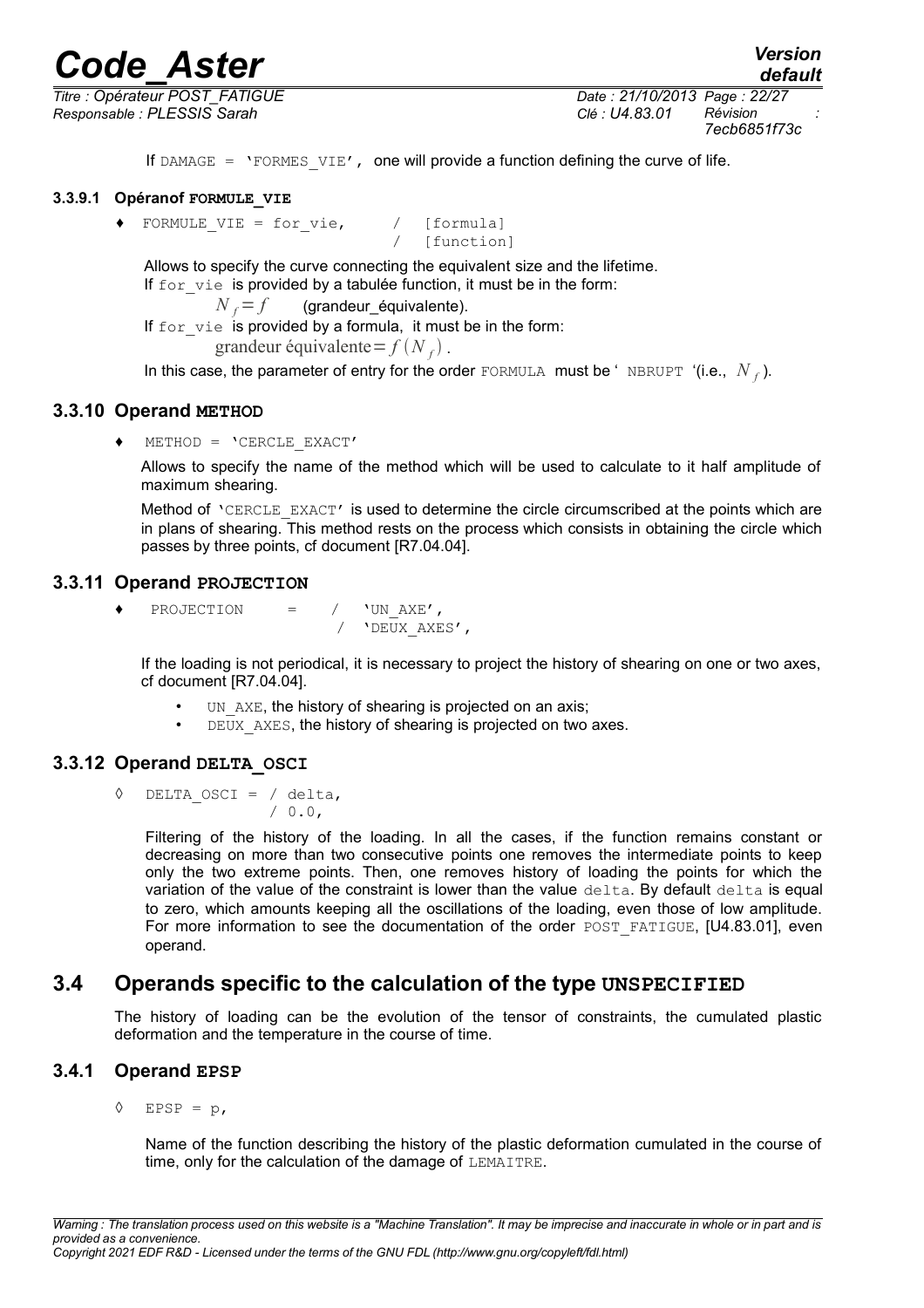If DAMAGE = 'FORMES_VIE', one will provide a function defining the curve of life.

#### 3.3.9.1 Opéranof FORMULE_VIE

```
♦  FORMULE_VIE = for_vie,      /  [formula]
                               /  [function]
```

Allows to specify the curve connecting the equivalent size and the lifetime.

If for_vie is provided by a tabulée function, it must be in the form:

$N_f = f$ (grandeur_équivalente).

If for_vie is provided by a formula, it must be in the form:

$\text{grandeur équivalente} = f(N_f)$.

In this case, the parameter of entry for the order FORMULA must be ' NBRUPT '(i.e., $N_f$).

### 3.3.10 Operand METHOD

```
♦  METHOD = 'CERCLE_EXACT'
```

Allows to specify the name of the method which will be used to calculate to it half amplitude of maximum shearing.

Method of 'CERCLE_EXACT' is used to determine the circle circumscribed at the points which are in plans of shearing. This method rests on the process which consists in obtaining the circle which passes by three points, cf document [R7.04.04].

### 3.3.11 Operand PROJECTION

```
♦  PROJECTION     =    /  'UN_AXE',
                       /  'DEUX_AXES',
```

If the loading is not periodical, it is necessary to project the history of shearing on one or two axes, cf document [R7.04.04].

- UN_AXE, the history of shearing is projected on an axis;
- DEUX_AXES, the history of shearing is projected on two axes.

### 3.3.12 Operand DELTA_OSCI

```
◊  DELTA_OSCI = / delta,
                / 0.0,
```

Filtering of the history of the loading. In all the cases, if the function remains constant or decreasing on more than two consecutive points one removes the intermediate points to keep only the two extreme points. Then, one removes history of loading the points for which the variation of the value of the constraint is lower than the value delta. By default delta is equal to zero, which amounts keeping all the oscillations of the loading, even those of low amplitude. For more information to see the documentation of the order POST_FATIGUE, [U4.83.01], even operand.

## 3.4 Operands specific to the calculation of the type UNSPECIFIED

The history of loading can be the evolution of the tensor of constraints, the cumulated plastic deformation and the temperature in the course of time.

### 3.4.1 Operand EPSP

```
◊  EPSP = p,
```

Name of the function describing the history of the plastic deformation cumulated in the course of time, only for the calculation of the damage of LEMAITRE.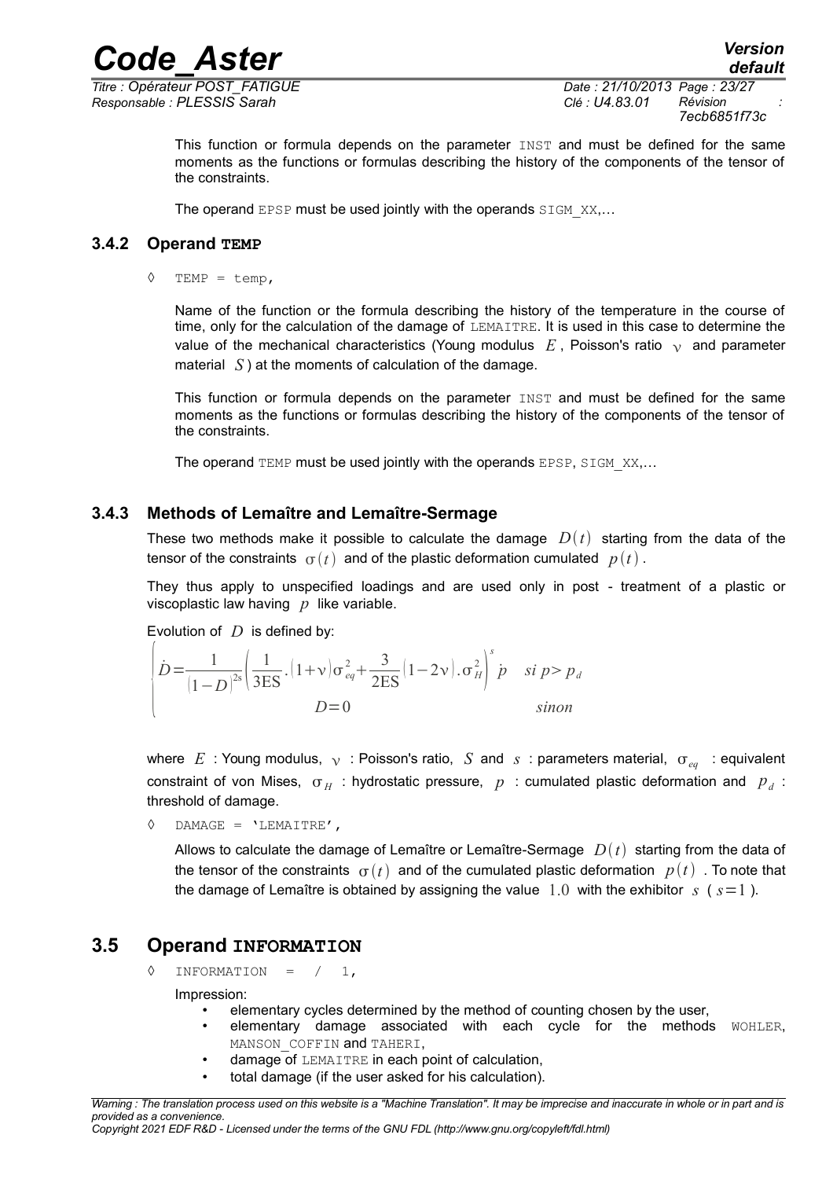This function or formula depends on the parameter INST and must be defined for the same moments as the functions or formulas describing the history of the components of the tensor of the constraints.

The operand EPSP must be used jointly with the operands SIGM_XX,…

### 3.4.2 Operand TEMP

◊ TEMP = temp,

Name of the function or the formula describing the history of the temperature in the course of time, only for the calculation of the damage of LEMAITRE. It is used in this case to determine the value of the mechanical characteristics (Young modulus $E$, Poisson's ratio $\nu$ and parameter material $S$) at the moments of calculation of the damage.

This function or formula depends on the parameter INST and must be defined for the same moments as the functions or formulas describing the history of the components of the tensor of the constraints.

The operand TEMP must be used jointly with the operands EPSP, SIGM_XX,…

### 3.4.3 Methods of Lemaître and Lemaître-Sermage

These two methods make it possible to calculate the damage $D(t)$ starting from the data of the tensor of the constraints $\sigma(t)$ and of the plastic deformation cumulated $p(t)$.

They thus apply to unspecified loadings and are used only in post - treatment of a plastic or viscoplastic law having $p$ like variable.

Evolution of $D$ is defined by:

$$
\begin{cases}
\dot{D} = \dfrac{1}{(1-D)^{2s}} \left( \dfrac{1}{3ES} . (1+\nu) \sigma_{eq}^2 + \dfrac{3}{2ES} (1-2\nu) . \sigma_H^2 \right)^s \dot{p} & si\ p > p_d \\
D = 0 & sinon
\end{cases}
$$

where $E$ : Young modulus, $\nu$ : Poisson's ratio, $S$ and $s$ : parameters material, $\sigma_{eq}$ : equivalent constraint of von Mises, $\sigma_H$ : hydrostatic pressure, $p$ : cumulated plastic deformation and $p_d$ : threshold of damage.

◊ DAMAGE = 'LEMAITRE',

Allows to calculate the damage of Lemaître or Lemaître-Sermage $D(t)$ starting from the data of the tensor of the constraints $\sigma(t)$ and of the cumulated plastic deformation $p(t)$. To note that the damage of Lemaître is obtained by assigning the value $1.0$ with the exhibitor $s$ ($s=1$).

## 3.5 Operand INFORMATION

◊ INFORMATION = / 1,

Impression:

- elementary cycles determined by the method of counting chosen by the user,
- elementary damage associated with each cycle for the methods WOHLER, MANSON_COFFIN and TAHERI,
- damage of LEMAITRE in each point of calculation,
- total damage (if the user asked for his calculation).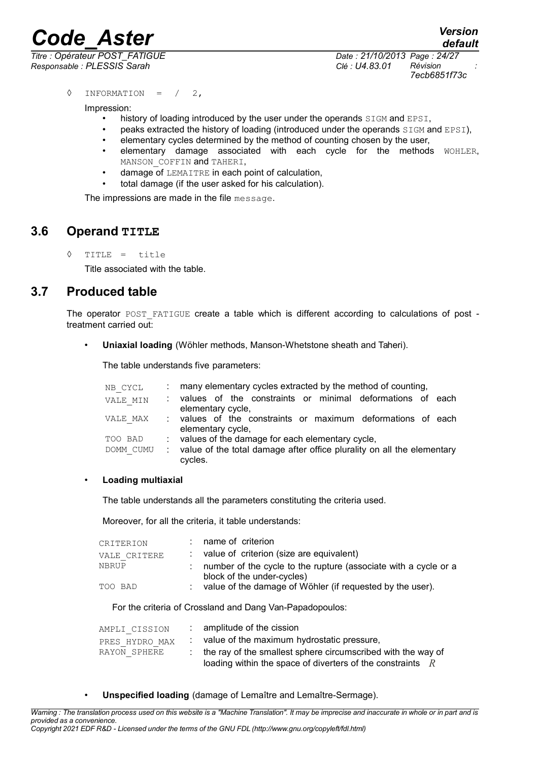◊ INFORMATION = / 2,

Impression:

- history of loading introduced by the user under the operands SIGM and EPSI,
- peaks extracted the history of loading (introduced under the operands SIGM and EPSI),
- elementary cycles determined by the method of counting chosen by the user,
- elementary damage associated with each cycle for the methods WOHLER, MANSON_COFFIN and TAHERI,
- damage of LEMAITRE in each point of calculation,
- total damage (if the user asked for his calculation).

The impressions are made in the file message.

## 3.6 Operand TITLE

◊ TITLE = title

Title associated with the table.

## 3.7 Produced table

The operator POST_FATIGUE create a table which is different according to calculations of post - treatment carried out:

- **Uniaxial loading** (Wöhler methods, Manson-Whetstone sheath and Taheri).

  The table understands five parameters:

| | | |
|---|---|---|
| NB_CYCL | : | many elementary cycles extracted by the method of counting, |
| VALE_MIN | : | values of the constraints or minimal deformations of each elementary cycle, |
| VALE_MAX | : | values of the constraints or maximum deformations of each elementary cycle, |
| TOO BAD | : | values of the damage for each elementary cycle, |
| DOMM_CUMU | : | value of the total damage after office plurality on all the elementary cycles. |

- **Loading multiaxial**

  The table understands all the parameters constituting the criteria used.

  Moreover, for all the criteria, it table understands:

| | | |
|---|---|---|
| CRITERION | : | name of criterion |
| VALE_CRITERE | : | value of criterion (size are equivalent) |
| NBRUP | : | number of the cycle to the rupture (associate with a cycle or a block of the under-cycles) |
| TOO BAD | : | value of the damage of Wöhler (if requested by the user). |

  For the criteria of Crossland and Dang Van-Papadopoulos:

| | | |
|---|---|---|
| AMPLI_CISSION | : | amplitude of the cission |
| PRES_HYDRO_MAX | : | value of the maximum hydrostatic pressure, |
| RAYON_SPHERE | : | the ray of the smallest sphere circumscribed with the way of loading within the space of diverters of the constraints $R$ |

- **Unspecified loading** (damage of Lemaître and Lemaître-Sermage).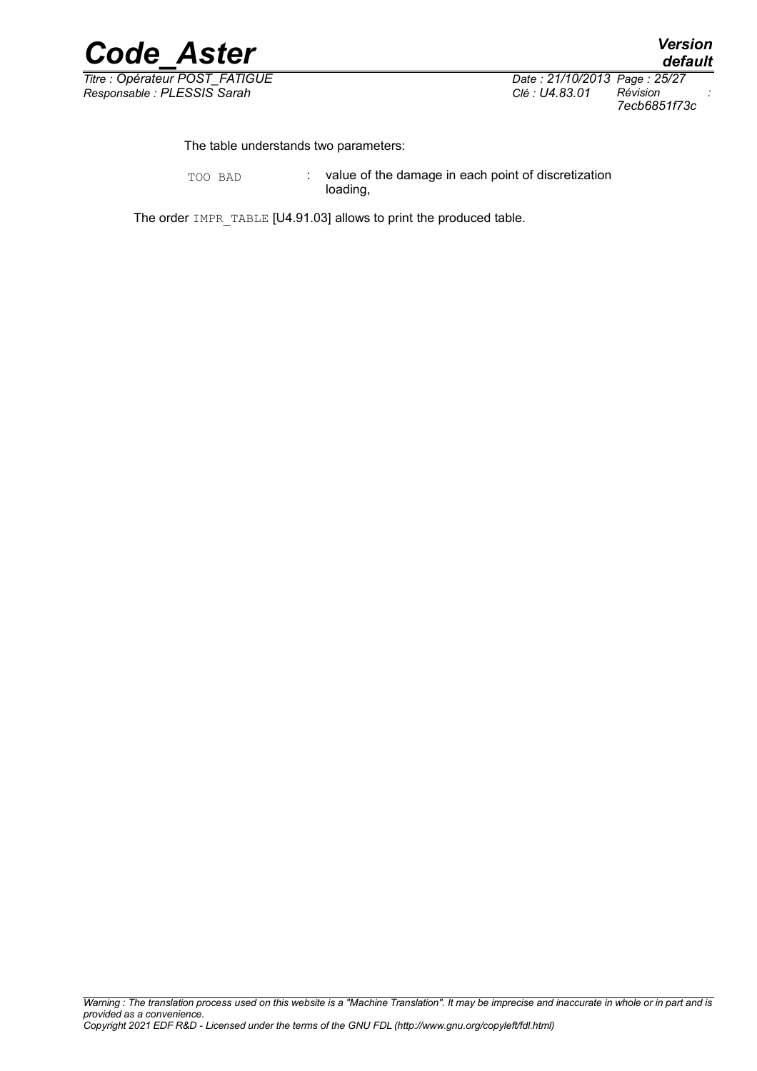The table understands two parameters:

| | | |
|---|---|---|
| `TOO BAD` | : | value of the damage in each point of discretization loading, |

The order `IMPR_TABLE` [U4.91.03] allows to print the produced table.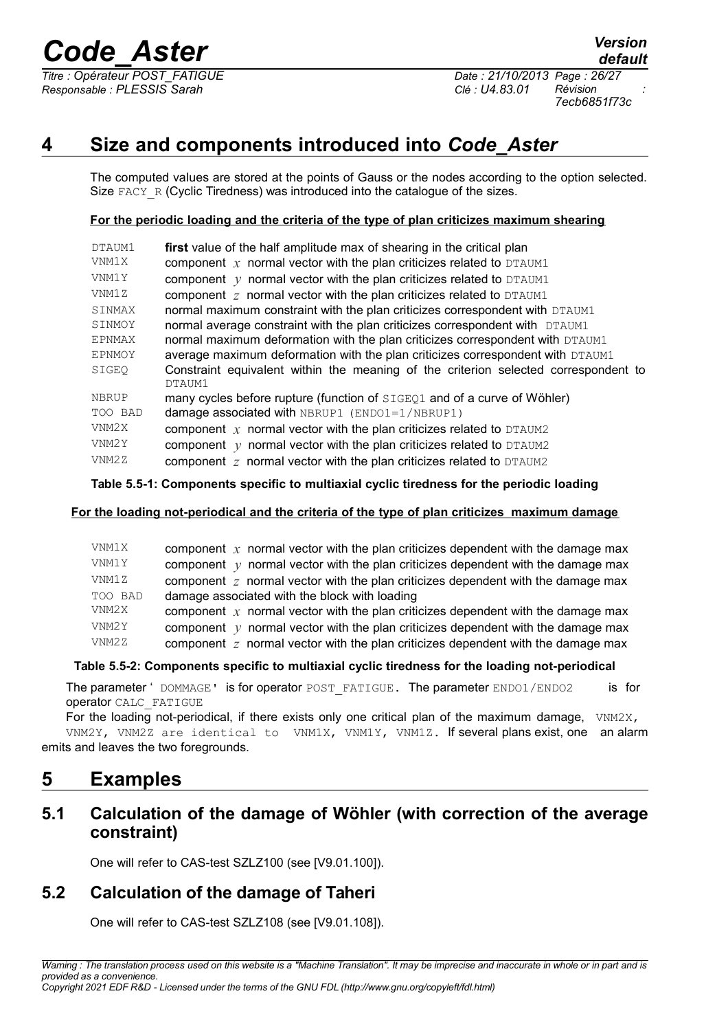# 4 Size and components introduced into *Code_Aster*

The computed values are stored at the points of Gauss or the nodes according to the option selected. Size FACY_R (Cyclic Tiredness) was introduced into the catalogue of the sizes.

**For the periodic loading and the criteria of the type of plan criticizes maximum shearing**

| | |
|---|---|
| DTAUM1 | **first** value of the half amplitude max of shearing in the critical plan |
| VNM1X | component $x$ normal vector with the plan criticizes related to DTAUM1 |
| VNM1Y | component $y$ normal vector with the plan criticizes related to DTAUM1 |
| VNM1Z | component $z$ normal vector with the plan criticizes related to DTAUM1 |
| SINMAX | normal maximum constraint with the plan criticizes correspondent with DTAUM1 |
| SINMOY | normal average constraint with the plan criticizes correspondent with DTAUM1 |
| EPNMAX | normal maximum deformation with the plan criticizes correspondent with DTAUM1 |
| EPNMOY | average maximum deformation with the plan criticizes correspondent with DTAUM1 |
| SIGEQ | Constraint equivalent within the meaning of the criterion selected correspondent to DTAUM1 |
| NBRUP | many cycles before rupture (function of SIGEQ1 and of a curve of Wöhler) |
| TOO BAD | damage associated with NBRUP1 (ENDO1=1/NBRUP1) |
| VNM2X | component $x$ normal vector with the plan criticizes related to DTAUM2 |
| VNM2Y | component $y$ normal vector with the plan criticizes related to DTAUM2 |
| VNM2Z | component $z$ normal vector with the plan criticizes related to DTAUM2 |

**Table 5.5-1: Components specific to multiaxial cyclic tiredness for the periodic loading**

**For the loading not-periodical and the criteria of the type of plan criticizes maximum damage**

| | |
|---|---|
| VNM1X | component $x$ normal vector with the plan criticizes dependent with the damage max |
| VNM1Y | component $y$ normal vector with the plan criticizes dependent with the damage max |
| VNM1Z | component $z$ normal vector with the plan criticizes dependent with the damage max |
| TOO BAD | damage associated with the block with loading |
| VNM2X | component $x$ normal vector with the plan criticizes dependent with the damage max |
| VNM2Y | component $y$ normal vector with the plan criticizes dependent with the damage max |
| VNM2Z | component $z$ normal vector with the plan criticizes dependent with the damage max |

**Table 5.5-2: Components specific to multiaxial cyclic tiredness for the loading not-periodical**

The parameter ' DOMMAGE' is for operator POST_FATIGUE. The parameter ENDO1/ENDO2 is for operator CALC_FATIGUE

For the loading not-periodical, if there exists only one critical plan of the maximum damage, VNM2X, VNM2Y, VNM2Z are identical to VNM1X, VNM1Y, VNM1Z. If several plans exist, one an alarm emits and leaves the two foregrounds.

# 5 Examples

## 5.1 Calculation of the damage of Wöhler (with correction of the average constraint)

One will refer to CAS-test SZLZ100 (see [V9.01.100]).

## 5.2 Calculation of the damage of Taheri

One will refer to CAS-test SZLZ108 (see [V9.01.108]).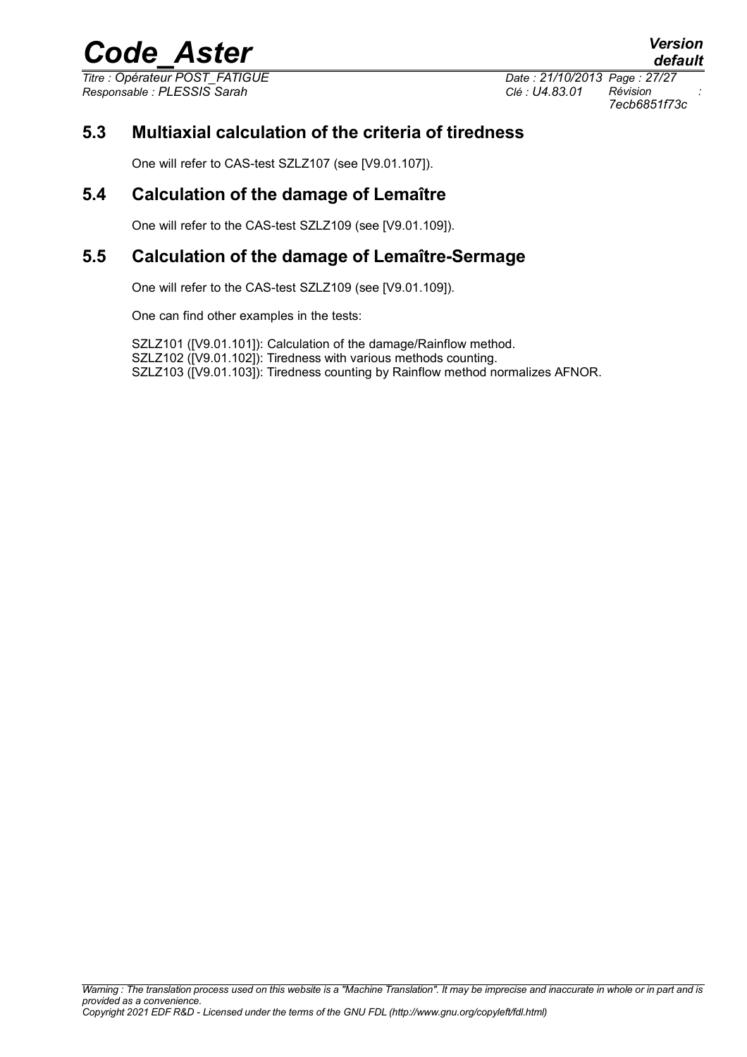## 5.3 Multiaxial calculation of the criteria of tiredness

One will refer to CAS-test SZLZ107 (see [V9.01.107]).

## 5.4 Calculation of the damage of Lemaître

One will refer to the CAS-test SZLZ109 (see [V9.01.109]).

## 5.5 Calculation of the damage of Lemaître-Sermage

One will refer to the CAS-test SZLZ109 (see [V9.01.109]).

One can find other examples in the tests:

SZLZ101 ([V9.01.101]): Calculation of the damage/Rainflow method.
SZLZ102 ([V9.01.102]): Tiredness with various methods counting.
SZLZ103 ([V9.01.103]): Tiredness counting by Rainflow method normalizes AFNOR.